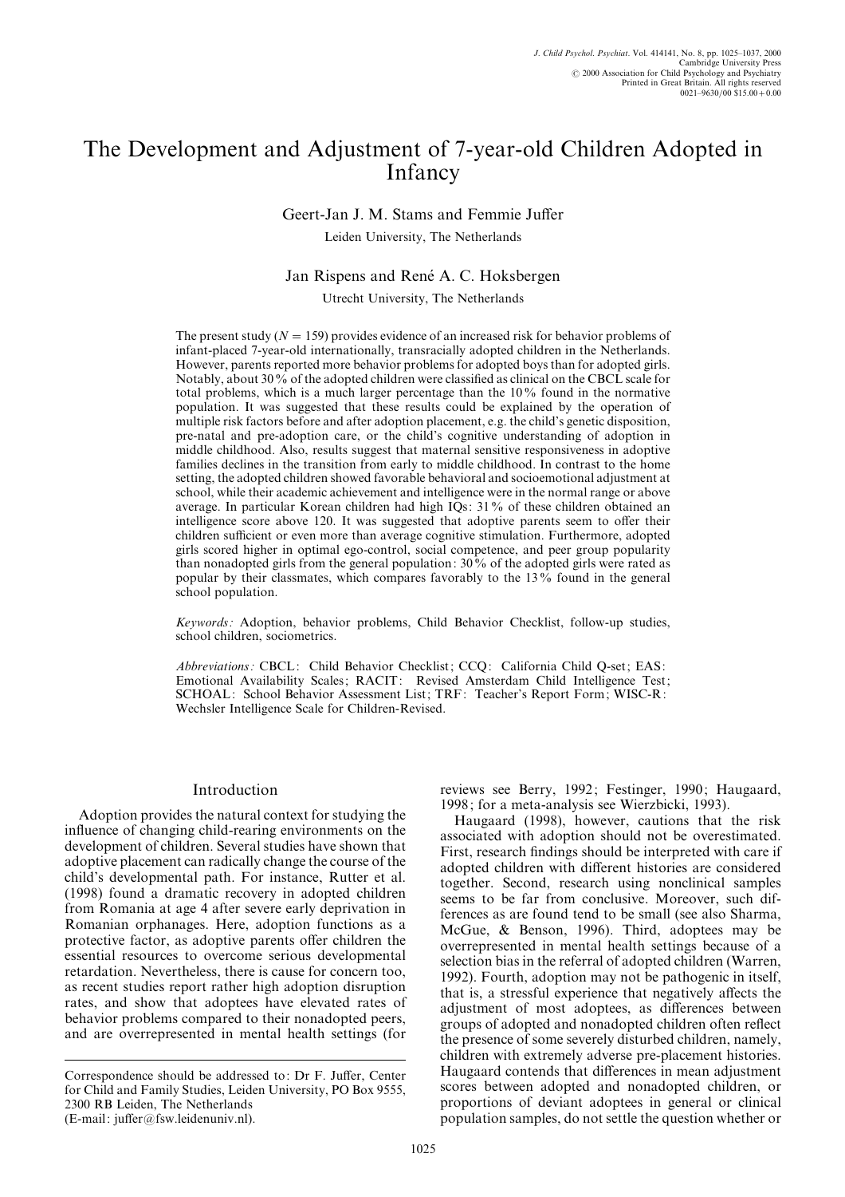# The Development and Adjustment of 7-year-old Children Adopted in Infancy

Geert-Jan J. M. Stams and Femmie Juffer

Leiden University, The Netherlands

Jan Rispens and René A. C. Hoksbergen

Utrecht University, The Netherlands

The present study ($N = 159$) provides evidence of an increased risk for behavior problems of infant-placed 7-year-old internationally, transracially adopted children in the Netherlands. However, parents reported more behavior problems for adopted boys than for adopted girls. Notably, about 30% of the adopted children were classified as clinical on the CBCL scale for total problems, which is a much larger percentage than the 10% found in the normative population. It was suggested that these results could be explained by the operation of multiple risk factors before and after adoption placement, e.g. the child's genetic disposition, pre-natal and pre-adoption care, or the child's cognitive understanding of adoption in middle childhood. Also, results suggest that maternal sensitive responsiveness in adoptive families declines in the transition from early to middle childhood. In contrast to the home setting, the adopted children showed favorable behavioral and socioemotional adjustment at school, while their academic achievement and intelligence were in the normal range or above average. In particular Korean children had high IQs: 31% of these children obtained an intelligence score above 120. It was suggested that adoptive parents seem to offer their children sufficient or even more than average cognitive stimulation. Furthermore, adopted girls scored higher in optimal ego-control, social competence, and peer group popularity than nonadopted girls from the general population: 30% of the adopted girls were rated as popular by their classmates, which compares favorably to the 13% found in the general school population.

*Keywords:* Adoption, behavior problems, Child Behavior Checklist, follow-up studies, school children, sociometrics.

*Abbreviations:* CBCL: Child Behavior Checklist; CCQ: California Child Q-set; EAS: Emotional Availability Scales; RACIT: Revised Amsterdam Child Intelligence Test; SCHOAL: School Behavior Assessment List; TRF: Teacher's Report Form; WISC-R: Wechsler Intelligence Scale for Children-Revised.

## Introduction

Adoption provides the natural context for studying the influence of changing child-rearing environments on the development of children. Several studies have shown that adoptive placement can radically change the course of the child's developmental path. For instance, Rutter et al. (1998) found a dramatic recovery in adopted children from Romania at age 4 after severe early deprivation in Romanian orphanages. Here, adoption functions as a protective factor, as adoptive parents offer children the essential resources to overcome serious developmental retardation. Nevertheless, there is cause for concern too, as recent studies report rather high adoption disruption rates, and show that adoptees have elevated rates of behavior problems compared to their nonadopted peers, and are overrepresented in mental health settings (for reviews see Berry, 1992; Festinger, 1990; Haugaard, 1998; for a meta-analysis see Wierzbicki, 1993).

Haugaard (1998), however, cautions that the risk associated with adoption should not be overestimated. First, research findings should be interpreted with care if adopted children with different histories are considered together. Second, research using nonclinical samples seems to be far from conclusive. Moreover, such differences as are found tend to be small (see also Sharma, McGue, & Benson, 1996). Third, adoptees may be overrepresented in mental health settings because of a selection bias in the referral of adopted children (Warren, 1992). Fourth, adoption may not be pathogenic in itself, that is, a stressful experience that negatively affects the adjustment of most adoptees, as differences between groups of adopted and nonadopted children often reflect the presence of some severely disturbed children, namely, children with extremely adverse pre-placement histories. Haugaard contends that differences in mean adjustment scores between adopted and nonadopted children, or proportions of deviant adoptees in general or clinical population samples, do not settle the question whether or

Correspondence should be addressed to: Dr F. Juffer, Center for Child and Family Studies, Leiden University, PO Box 9555, 2300 RB Leiden, The Netherlands (E-mail: juffer@fsw.leidenuniv.nl).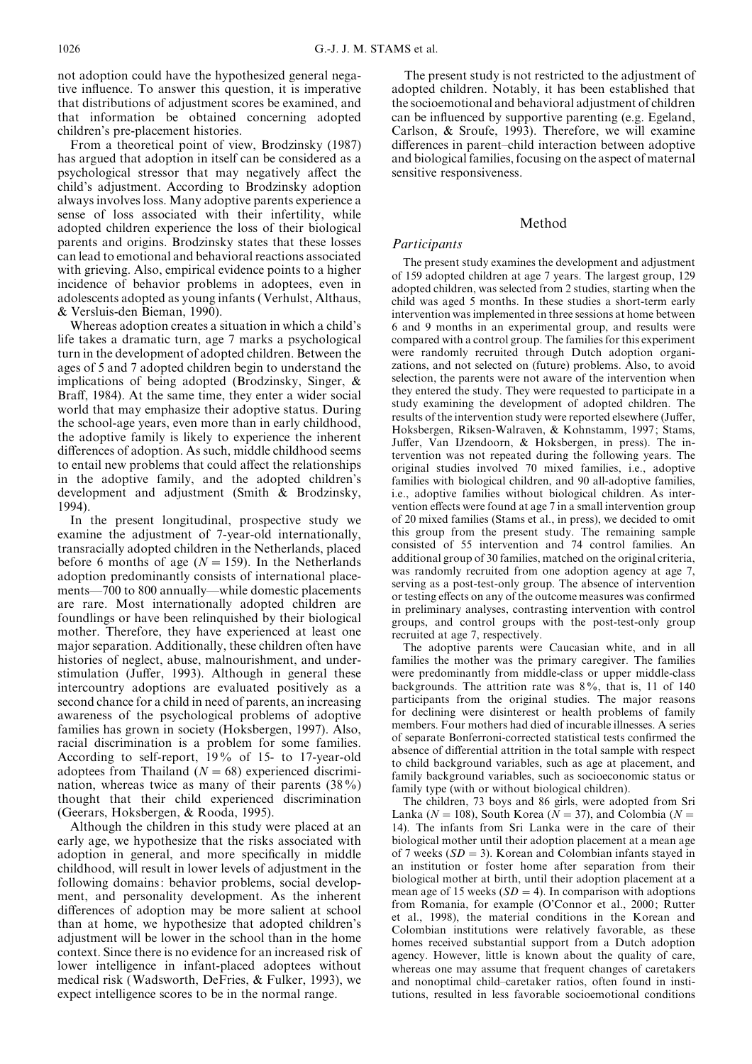not adoption could have the hypothesized general negative influence. To answer this question, it is imperative that distributions of adjustment scores be examined, and that information be obtained concerning adopted children's pre-placement histories.

From a theoretical point of view, Brodzinsky (1987) has argued that adoption in itself can be considered as a psychological stressor that may negatively affect the child's adjustment. According to Brodzinsky adoption always involves loss. Many adoptive parents experience a sense of loss associated with their infertility, while adopted children experience the loss of their biological parents and origins. Brodzinsky states that these losses can lead to emotional and behavioral reactions associated with grieving. Also, empirical evidence points to a higher incidence of behavior problems in adoptees, even in adolescents adopted as young infants (Verhulst, Althaus, & Versluis-den Bieman, 1990).

Whereas adoption creates a situation in which a child's life takes a dramatic turn, age 7 marks a psychological turn in the development of adopted children. Between the ages of 5 and 7 adopted children begin to understand the implications of being adopted (Brodzinsky, Singer, & Braff, 1984). At the same time, they enter a wider social world that may emphasize their adoptive status. During the school-age years, even more than in early childhood, the adoptive family is likely to experience the inherent differences of adoption. As such, middle childhood seems to entail new problems that could affect the relationships in the adoptive family, and the adopted children's development and adjustment (Smith & Brodzinsky, 1994).

In the present longitudinal, prospective study we examine the adjustment of 7-year-old internationally, transracially adopted children in the Netherlands, placed before 6 months of age ($N = 159$). In the Netherlands adoption predominantly consists of international placements—700 to 800 annually—while domestic placements are rare. Most internationally adopted children are foundlings or have been relinquished by their biological mother. Therefore, they have experienced at least one major separation. Additionally, these children often have histories of neglect, abuse, malnourishment, and understimulation (Juffer, 1993). Although in general these intercountry adoptions are evaluated positively as a second chance for a child in need of parents, an increasing awareness of the psychological problems of adoptive families has grown in society (Hoksbergen, 1997). Also, racial discrimination is a problem for some families. According to self-report, 19% of 15- to 17-year-old adoptees from Thailand ($N = 68$) experienced discrimination, whereas twice as many of their parents (38%) thought that their child experienced discrimination (Geerars, Hoksbergen, & Rooda, 1995).

Although the children in this study were placed at an early age, we hypothesize that the risks associated with adoption in general, and more specifically in middle childhood, will result in lower levels of adjustment in the following domains: behavior problems, social development, and personality development. As the inherent differences of adoption may be more salient at school than at home, we hypothesize that adopted children's adjustment will be lower in the school than in the home context. Since there is no evidence for an increased risk of lower intelligence in infant-placed adoptees without medical risk (Wadsworth, DeFries, & Fulker, 1993), we expect intelligence scores to be in the normal range.

The present study is not restricted to the adjustment of adopted children. Notably, it has been established that the socioemotional and behavioral adjustment of children can be influenced by supportive parenting (e.g. Egeland, Carlson, & Sroufe, 1993). Therefore, we will examine differences in parent–child interaction between adoptive and biological families, focusing on the aspect of maternal sensitive responsiveness.

## Method

### *Participants*

The present study examines the development and adjustment of 159 adopted children at age 7 years. The largest group, 129 adopted children, was selected from 2 studies, starting when the child was aged 5 months. In these studies a short-term early intervention was implemented in three sessions at home between 6 and 9 months in an experimental group, and results were compared with a control group. The families for this experiment were randomly recruited through Dutch adoption organizations, and not selected on (future) problems. Also, to avoid selection, the parents were not aware of the intervention when they entered the study. They were requested to participate in a study examining the development of adopted children. The results of the intervention study were reported elsewhere (Juffer, Hoksbergen, Riksen-Walraven, & Kohnstamm, 1997; Stams, Juffer, Van IJzendoorn, & Hoksbergen, in press). The intervention was not repeated during the following years. The original studies involved 70 mixed families, i.e., adoptive families with biological children, and 90 all-adoptive families, i.e., adoptive families without biological children. As intervention effects were found at age 7 in a small intervention group of 20 mixed families (Stams et al., in press), we decided to omit this group from the present study. The remaining sample consisted of 55 intervention and 74 control families. An additional group of 30 families, matched on the original criteria, was randomly recruited from one adoption agency at age 7, serving as a post-test-only group. The absence of intervention or testing effects on any of the outcome measures was confirmed in preliminary analyses, contrasting intervention with control groups, and control groups with the post-test-only group recruited at age 7, respectively.

The adoptive parents were Caucasian white, and in all families the mother was the primary caregiver. The families were predominantly from middle-class or upper middle-class backgrounds. The attrition rate was 8%, that is, 11 of 140 participants from the original studies. The major reasons for declining were disinterest or health problems of family members. Four mothers had died of incurable illnesses. A series of separate Bonferroni-corrected statistical tests confirmed the absence of differential attrition in the total sample with respect to child background variables, such as age at placement, and family background variables, such as socioeconomic status or family type (with or without biological children).

The children, 73 boys and 86 girls, were adopted from Sri Lanka ($N = 108$), South Korea ($N = 37$), and Colombia ($N = 14$). The infants from Sri Lanka were in the care of their biological mother until their adoption placement at a mean age of 7 weeks ($SD = 3$). Korean and Colombian infants stayed in an institution or foster home after separation from their biological mother at birth, until their adoption placement at a mean age of 15 weeks ($SD = 4$). In comparison with adoptions from Romania, for example (O'Connor et al., 2000; Rutter et al., 1998), the material conditions in the Korean and Colombian institutions were relatively favorable, as these homes received substantial support from a Dutch adoption agency. However, little is known about the quality of care, whereas one may assume that frequent changes of caretakers and nonoptimal child–caretaker ratios, often found in institutions, resulted in less favorable socioemotional conditions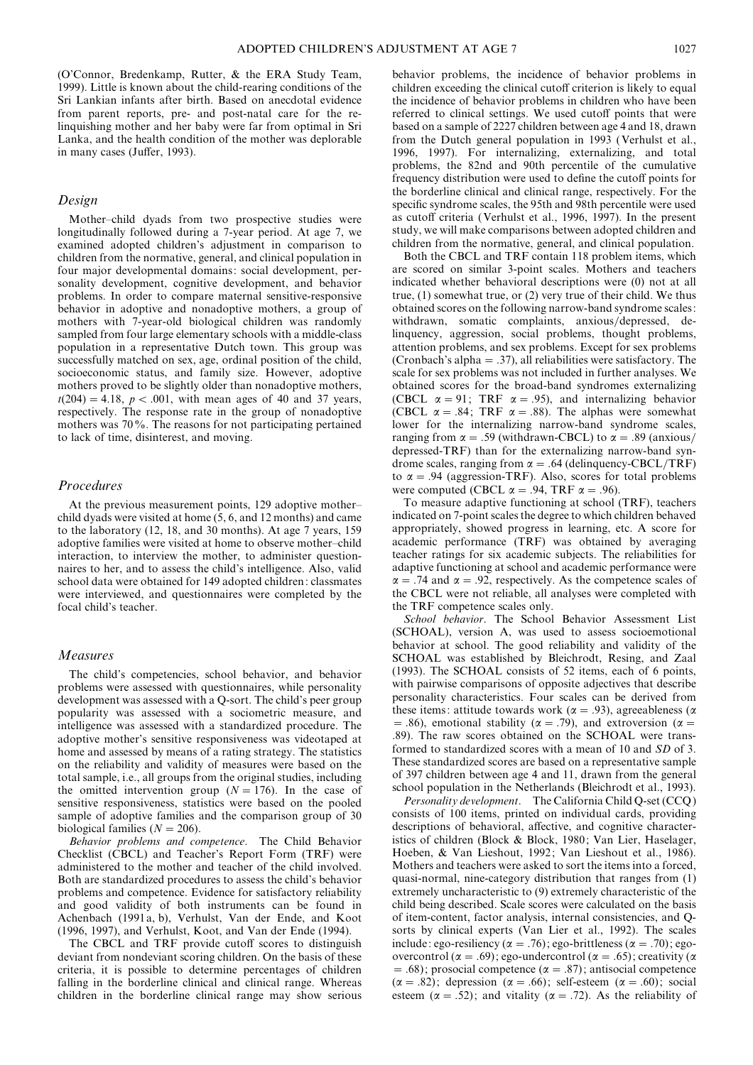(O'Connor, Bredenkamp, Rutter, & the ERA Study Team, 1999). Little is known about the child-rearing conditions of the Sri Lankian infants after birth. Based on anecdotal evidence from parent reports, pre- and post-natal care for the relinquishing mother and her baby were far from optimal in Sri Lanka, and the health condition of the mother was deplorable in many cases (Juffer, 1993).

## Design

Mother–child dyads from two prospective studies were longitudinally followed during a 7-year period. At age 7, we examined adopted children's adjustment in comparison to children from the normative, general, and clinical population in four major developmental domains: social development, personality development, cognitive development, and behavior problems. In order to compare maternal sensitive-responsive behavior in adoptive and nonadoptive mothers, a group of mothers with 7-year-old biological children was randomly sampled from four large elementary schools with a middle-class population in a representative Dutch town. This group was successfully matched on sex, age, ordinal position of the child, socioeconomic status, and family size. However, adoptive mothers proved to be slightly older than nonadoptive mothers, $t(204) = 4.18$, $p < .001$, with mean ages of 40 and 37 years, respectively. The response rate in the group of nonadoptive mothers was 70%. The reasons for not participating pertained to lack of time, disinterest, and moving.

## Procedures

At the previous measurement points, 129 adoptive mother–child dyads were visited at home (5, 6, and 12 months) and came to the laboratory (12, 18, and 30 months). At age 7 years, 159 adoptive families were visited at home to observe mother–child interaction, to interview the mother, to administer questionnaires to her, and to assess the child's intelligence. Also, valid school data were obtained for 149 adopted children: classmates were interviewed, and questionnaires were completed by the focal child's teacher.

## Measures

The child's competencies, school behavior, and behavior problems were assessed with questionnaires, while personality development was assessed with a Q-sort. The child's peer group popularity was assessed with a sociometric measure, and intelligence was assessed with a standardized procedure. The adoptive mother's sensitive responsiveness was videotaped at home and assessed by means of a rating strategy. The statistics on the reliability and validity of measures were based on the total sample, i.e., all groups from the original studies, including the omitted intervention group ($N = 176$). In the case of sensitive responsiveness, statistics were based on the pooled sample of adoptive families and the comparison group of 30 biological families ($N = 206$).

*Behavior problems and competence*. The Child Behavior Checklist (CBCL) and Teacher's Report Form (TRF) were administered to the mother and teacher of the child involved. Both are standardized procedures to assess the child's behavior problems and competence. Evidence for satisfactory reliability and good validity of both instruments can be found in Achenbach (1991a, b), Verhulst, Van der Ende, and Koot (1996, 1997), and Verhulst, Koot, and Van der Ende (1994).

The CBCL and TRF provide cutoff scores to distinguish deviant from nondeviant scoring children. On the basis of these criteria, it is possible to determine percentages of children falling in the borderline clinical and clinical range. Whereas children in the borderline clinical range may show serious behavior problems, the incidence of behavior problems in children exceeding the clinical cutoff criterion is likely to equal the incidence of behavior problems in children who have been referred to clinical settings. We used cutoff points that were based on a sample of 2227 children between age 4 and 18, drawn from the Dutch general population in 1993 (Verhulst et al., 1996, 1997). For internalizing, externalizing, and total problems, the 82nd and 90th percentile of the cumulative frequency distribution were used to define the cutoff points for the borderline clinical and clinical range, respectively. For the specific syndrome scales, the 95th and 98th percentile were used as cutoff criteria (Verhulst et al., 1996, 1997). In the present study, we will make comparisons between adopted children and children from the normative, general, and clinical population.

Both the CBCL and TRF contain 118 problem items, which are scored on similar 3-point scales. Mothers and teachers indicated whether behavioral descriptions were (0) not at all true, (1) somewhat true, or (2) very true of their child. We thus obtained scores on the following narrow-band syndrome scales: withdrawn, somatic complaints, anxious/depressed, delinquency, aggression, social problems, thought problems, attention problems, and sex problems. Except for sex problems (Cronbach's alpha = .37), all reliabilities were satisfactory. The scale for sex problems was not included in further analyses. We obtained scores for the broad-band syndromes externalizing (CBCL $\alpha = 91$; TRF $\alpha = .95$), and internalizing behavior (CBCL $\alpha = .84$; TRF $\alpha = .88$). The alphas were somewhat lower for the internalizing narrow-band syndrome scales, ranging from $\alpha = .59$ (withdrawn-CBCL) to $\alpha = .89$ (anxious/depressed-TRF) than for the externalizing narrow-band syndrome scales, ranging from $\alpha = .64$ (delinquency-CBCL/TRF) to $\alpha = .94$ (aggression-TRF). Also, scores for total problems were computed (CBCL $\alpha = .94$, TRF $\alpha = .96$).

To measure adaptive functioning at school (TRF), teachers indicated on 7-point scales the degree to which children behaved appropriately, showed progress in learning, etc. A score for academic performance (TRF) was obtained by averaging teacher ratings for six academic subjects. The reliabilities for adaptive functioning at school and academic performance were $\alpha = .74$ and $\alpha = .92$, respectively. As the competence scales of the CBCL were not reliable, all analyses were completed with the TRF competence scales only.

*School behavior*. The School Behavior Assessment List (SCHOAL), version A, was used to assess socioemotional behavior at school. The good reliability and validity of the SCHOAL was established by Bleichrodt, Resing, and Zaal (1993). The SCHOAL consists of 52 items, each of 6 points, with pairwise comparisons of opposite adjectives that describe personality characteristics. Four scales can be derived from these items: attitude towards work ($\alpha = .93$), agreeableness ($\alpha = .86$), emotional stability ($\alpha = .79$), and extroversion ($\alpha = .89$). The raw scores obtained on the SCHOAL were transformed to standardized scores with a mean of 10 and $SD$ of 3. These standardized scores are based on a representative sample of 397 children between age 4 and 11, drawn from the general school population in the Netherlands (Bleichrodt et al., 1993).

*Personality development*. The California Child Q-set (CCQ) consists of 100 items, printed on individual cards, providing descriptions of behavioral, affective, and cognitive characteristics of children (Block & Block, 1980; Van Lier, Haselager, Hoeben, & Van Lieshout, 1992; Van Lieshout et al., 1986). Mothers and teachers were asked to sort the items into a forced, quasi-normal, nine-category distribution that ranges from (1) extremely uncharacteristic to (9) extremely characteristic of the child being described. Scale scores were calculated on the basis of item-content, factor analysis, internal consistencies, and Q-sorts by clinical experts (Van Lier et al., 1992). The scales include: ego-resiliency ($\alpha = .76$); ego-brittleness ($\alpha = .70$); ego-overcontrol ($\alpha = .69$); ego-undercontrol ($\alpha = .65$); creativity ($\alpha = .68$); prosocial competence ($\alpha = .87$); antisocial competence ($\alpha = .82$); depression ($\alpha = .66$); self-esteem ($\alpha = .60$); social esteem ($\alpha = .52$); and vitality ($\alpha = .72$). As the reliability of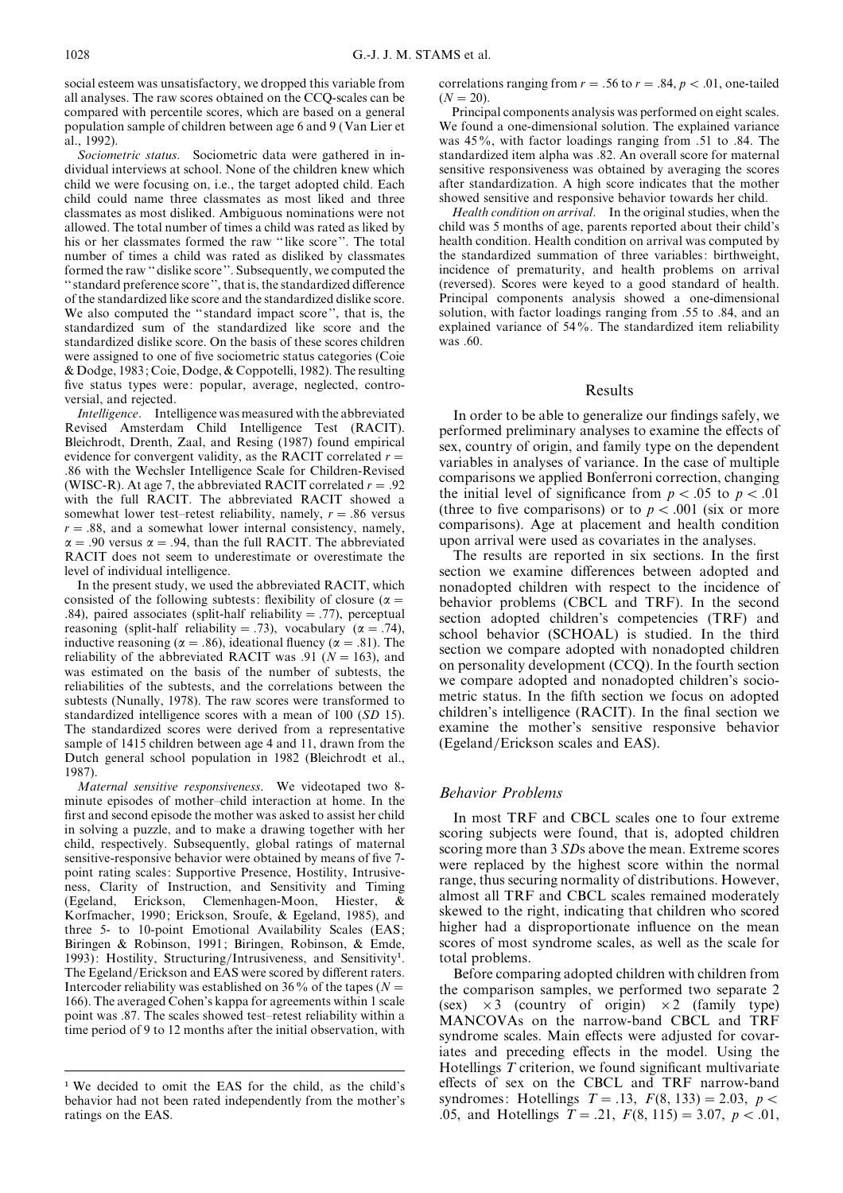social esteem was unsatisfactory, we dropped this variable from all analyses. The raw scores obtained on the CCQ-scales can be compared with percentile scores, which are based on a general population sample of children between age 6 and 9 (Van Lier et al., 1992).

*Sociometric status*. Sociometric data were gathered in individual interviews at school. None of the children knew which child we were focusing on, i.e., the target adopted child. Each child could name three classmates as most liked and three classmates as most disliked. Ambiguous nominations were not allowed. The total number of times a child was rated as liked by his or her classmates formed the raw "like score". The total number of times a child was rated as disliked by classmates formed the raw "dislike score". Subsequently, we computed the "standard preference score", that is, the standardized difference of the standardized like score and the standardized dislike score. We also computed the "standard impact score", that is, the standardized sum of the standardized like score and the standardized dislike score. On the basis of these scores children were assigned to one of five sociometric status categories (Coie & Dodge, 1983; Coie, Dodge, & Coppotelli, 1982). The resulting five status types were: popular, average, neglected, controversial, and rejected.

*Intelligence*. Intelligence was measured with the abbreviated Revised Amsterdam Child Intelligence Test (RACIT). Bleichrodt, Drenth, Zaal, and Resing (1987) found empirical evidence for convergent validity, as the RACIT correlated $r = .86$ with the Wechsler Intelligence Scale for Children-Revised (WISC-R). At age 7, the abbreviated RACIT correlated $r = .92$ with the full RACIT. The abbreviated RACIT showed a somewhat lower test–retest reliability, namely, $r = .86$ versus $r = .88$, and a somewhat lower internal consistency, namely, $\alpha = .90$ versus $\alpha = .94$, than the full RACIT. The abbreviated RACIT does not seem to underestimate or overestimate the level of individual intelligence.

In the present study, we used the abbreviated RACIT, which consisted of the following subtests: flexibility of closure ($\alpha = .84$), paired associates (split-half reliability = .77), perceptual reasoning (split-half reliability = .73), vocabulary ($\alpha = .74$), inductive reasoning ($\alpha = .86$), ideational fluency ($\alpha = .81$). The reliability of the abbreviated RACIT was .91 ($N = 163$), and was estimated on the basis of the number of subtests, the reliabilities of the subtests, and the correlations between the subtests (Nunally, 1978). The raw scores were transformed to standardized intelligence scores with a mean of 100 (*SD* 15). The standardized scores were derived from a representative sample of 1415 children between age 4 and 11, drawn from the Dutch general school population in 1982 (Bleichrodt et al., 1987).

*Maternal sensitive responsiveness*. We videotaped two 8-minute episodes of mother–child interaction at home. In the first and second episode the mother was asked to assist her child in solving a puzzle, and to make a drawing together with her child, respectively. Subsequently, global ratings of maternal sensitive-responsive behavior were obtained by means of five 7-point rating scales: Supportive Presence, Hostility, Intrusiveness, Clarity of Instruction, and Sensitivity and Timing (Egeland, Erickson, Clemenhagen-Moon, Hiester, & Korfmacher, 1990; Erickson, Sroufe, & Egeland, 1985), and three 5- to 10-point Emotional Availability Scales (EAS; Biringen & Robinson, 1991; Biringen, Robinson, & Emde, 1993): Hostility, Structuring/Intrusiveness, and Sensitivity[1]. The Egeland/Erickson and EAS were scored by different raters. Intercoder reliability was established on 36% of the tapes ($N = 166$). The averaged Cohen's kappa for agreements within 1 scale point was .87. The scales showed test–retest reliability within a time period of 9 to 12 months after the initial observation, with correlations ranging from $r = .56$ to $r = .84$, $p < .01$, one-tailed ($N = 20$).

Principal components analysis was performed on eight scales. We found a one-dimensional solution. The explained variance was 45%, with factor loadings ranging from .51 to .84. The standardized item alpha was .82. An overall score for maternal sensitive responsiveness was obtained by averaging the scores after standardization. A high score indicates that the mother showed sensitive and responsive behavior towards her child.

*Health condition on arrival*. In the original studies, when the child was 5 months of age, parents reported about their child's health condition. Health condition on arrival was computed by the standardized summation of three variables: birthweight, incidence of prematurity, and health problems on arrival (reversed). Scores were keyed to a good standard of health. Principal components analysis showed a one-dimensional solution, with factor loadings ranging from .55 to .84, and an explained variance of 54%. The standardized item reliability was .60.

[1] We decided to omit the EAS for the child, as the child's behavior had not been rated independently from the mother's ratings on the EAS.

## Results

In order to be able to generalize our findings safely, we performed preliminary analyses to examine the effects of sex, country of origin, and family type on the dependent variables in analyses of variance. In the case of multiple comparisons we applied Bonferroni correction, changing the initial level of significance from $p < .05$ to $p < .01$ (three to five comparisons) or to $p < .001$ (six or more comparisons). Age at placement and health condition upon arrival were used as covariates in the analyses.

The results are reported in six sections. In the first section we examine differences between adopted and nonadopted children with respect to the incidence of behavior problems (CBCL and TRF). In the second section adopted children's competencies (TRF) and school behavior (SCHOAL) is studied. In the third section we compare adopted with nonadopted children on personality development (CCQ). In the fourth section we compare adopted and nonadopted children's sociometric status. In the fifth section we focus on adopted children's intelligence (RACIT). In the final section we examine the mother's sensitive responsive behavior (Egeland/Erickson scales and EAS).

### Behavior Problems

In most TRF and CBCL scales one to four extreme scoring subjects were found, that is, adopted children scoring more than 3 *SD*s above the mean. Extreme scores were replaced by the highest score within the normal range, thus securing normality of distributions. However, almost all TRF and CBCL scales remained moderately skewed to the right, indicating that children who scored higher had a disproportionate influence on the mean scores of most syndrome scales, as well as the scale for total problems.

Before comparing adopted children with children from the comparison samples, we performed two separate 2 (sex) $\times$ 3 (country of origin) $\times$ 2 (family type) MANCOVAs on the narrow-band CBCL and TRF syndrome scales. Main effects were adjusted for covariates and preceding effects in the model. Using the Hotellings *T* criterion, we found significant multivariate effects of sex on the CBCL and TRF narrow-band syndromes: Hotellings $T = .13$, $F(8, 133) = 2.03$, $p < .05$, and Hotellings $T = .21$, $F(8, 115) = 3.07$, $p < .01$,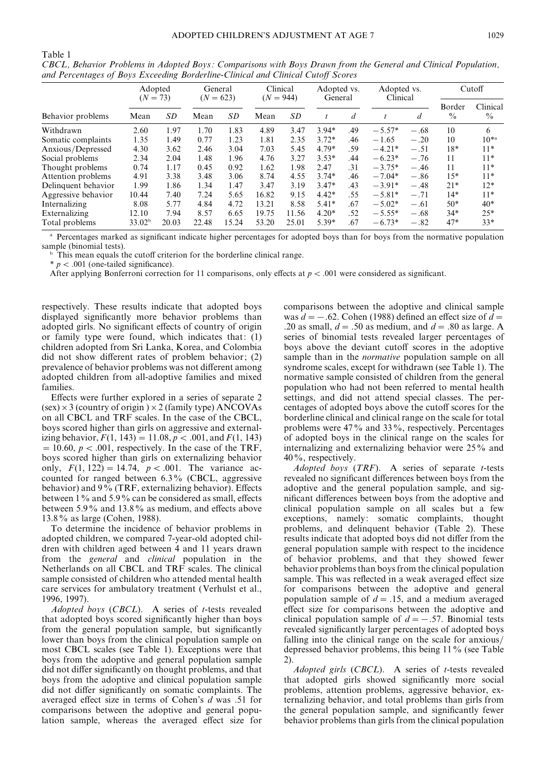Table 1

*CBCL, Behavior Problems in Adopted Boys: Comparisons with Boys Drawn from the General and Clinical Population, and Percentages of Boys Exceeding Borderline-Clinical and Clinical Cutoff Scores*

| Behavior problems | Adopted ($N = 73$) | | General ($N = 623$) | | Clinical ($N = 944$) | | Adopted vs. General | | Adopted vs. Clinical | | Cutoff | |
|---|---|---|---|---|---|---|---|---|---|---|---|---|
| | Mean | *SD* | Mean | *SD* | Mean | *SD* | *t* | *d* | *t* | *d* | Border % | Clinical % |
| Withdrawn | 2.60 | 1.97 | 1.70 | 1.83 | 4.89 | 3.47 | 3.94* | .49 | −5.57* | −.68 | 10 | 6 |
| Somatic complaints | 1.35 | 1.49 | 0.77 | 1.23 | 1.81 | 2.35 | 3.72* | .46 | −1.65 | −.20 | 10 | 10*[a] |
| Anxious/Depressed | 4.30 | 3.62 | 2.46 | 3.04 | 7.03 | 5.45 | 4.79* | .59 | −4.21* | −.51 | 18* | 11* |
| Social problems | 2.34 | 2.04 | 1.48 | 1.96 | 4.76 | 3.27 | 3.53* | .44 | −6.23* | −.76 | 11 | 11* |
| Thought problems | 0.74 | 1.17 | 0.45 | 0.92 | 1.62 | 1.98 | 2.47 | .31 | −3.75* | −.46 | 11 | 11* |
| Attention problems | 4.91 | 3.38 | 3.48 | 3.06 | 8.74 | 4.55 | 3.74* | .46 | −7.04* | −.86 | 15* | 11* |
| Delinquent behavior | 1.99 | 1.86 | 1.34 | 1.47 | 3.47 | 3.19 | 3.47* | .43 | −3.91* | −.48 | 21* | 12* |
| Aggressive behavior | 10.44 | 7.40 | 7.24 | 5.65 | 16.82 | 9.15 | 4.42* | .55 | −5.81* | −.71 | 14* | 11* |
| Internalizing | 8.08 | 5.77 | 4.84 | 4.72 | 13.21 | 8.58 | 5.41* | .67 | −5.02* | −.61 | 50* | 40* |
| Externalizing | 12.10 | 7.94 | 8.57 | 6.65 | 19.75 | 11.56 | 4.20* | .52 | −5.55* | −.68 | 34* | 25* |
| Total problems | 33.02[b] | 20.03 | 22.48 | 15.24 | 53.20 | 25.01 | 5.39* | .67 | −6.73* | −.82 | 47* | 33* |

[a] Percentages marked as significant indicate higher percentages for adopted boys than for boys from the normative population sample (binomial tests).

[b] This mean equals the cutoff criterion for the borderline clinical range.

* $p < .001$ (one-tailed significance).

After applying Bonferroni correction for 11 comparisons, only effects at $p < .001$ were considered as significant.

respectively. These results indicate that adopted boys displayed significantly more behavior problems than adopted girls. No significant effects of country of origin or family type were found, which indicates that: (1) children adopted from Sri Lanka, Korea, and Colombia did not show different rates of problem behavior; (2) prevalence of behavior problems was not different among adopted children from all-adoptive families and mixed families.

Effects were further explored in a series of separate 2 (sex) × 3 (country of origin) × 2 (family type) ANCOVAs on all CBCL and TRF scales. In the case of the CBCL, boys scored higher than girls on aggressive and externalizing behavior, $F(1, 143) = 11.08$, $p < .001$, and $F(1, 143) = 10.60$, $p < .001$, respectively. In the case of the TRF, boys scored higher than girls on externalizing behavior only, $F(1, 122) = 14.74$, $p < .001$. The variance accounted for ranged between 6.3% (CBCL, aggressive behavior) and 9% (TRF, externalizing behavior). Effects between 1% and 5.9% can be considered as small, effects between 5.9% and 13.8% as medium, and effects above 13.8% as large (Cohen, 1988).

To determine the incidence of behavior problems in adopted children, we compared 7-year-old adopted children with children aged between 4 and 11 years drawn from the *general* and *clinical* population in the Netherlands on all CBCL and TRF scales. The clinical sample consisted of children who attended mental health care services for ambulatory treatment (Verhulst et al., 1996, 1997).

*Adopted boys (CBCL).* A series of *t*-tests revealed that adopted boys scored significantly higher than boys from the general population sample, but significantly lower than boys from the clinical population sample on most CBCL scales (see Table 1). Exceptions were that boys from the adoptive and general population sample did not differ significantly on thought problems, and that boys from the adoptive and clinical population sample did not differ significantly on somatic complaints. The averaged effect size in terms of Cohen's *d* was .51 for comparisons between the adoptive and general population sample, whereas the averaged effect size for comparisons between the adoptive and clinical sample was $d = -.62$. Cohen (1988) defined an effect size of $d = .20$ as small, $d = .50$ as medium, and $d = .80$ as large. A series of binomial tests revealed larger percentages of boys above the deviant cutoff scores in the adoptive sample than in the *normative* population sample on all syndrome scales, except for withdrawn (see Table 1). The normative sample consisted of children from the general population who had not been referred to mental health settings, and did not attend special classes. The percentages of adopted boys above the cutoff scores for the borderline clinical and clinical range on the scale for total problems were 47% and 33%, respectively. Percentages of adopted boys in the clinical range on the scales for internalizing and externalizing behavior were 25% and 40%, respectively.

*Adopted boys (TRF).* A series of separate *t*-tests revealed no significant differences between boys from the adoptive and the general population sample, and significant differences between boys from the adoptive and clinical population sample on all scales but a few exceptions, namely: somatic complaints, thought problems, and delinquent behavior (Table 2). These results indicate that adopted boys did not differ from the general population sample with respect to the incidence of behavior problems, and that they showed fewer behavior problems than boys from the clinical population sample. This was reflected in a weak averaged effect size for comparisons between the adoptive and general population sample of $d = .15$, and a medium averaged effect size for comparisons between the adoptive and clinical population sample of $d = -.57$. Binomial tests revealed significantly larger percentages of adopted boys falling into the clinical range on the scale for anxious/depressed behavior problems, this being 11% (see Table 2).

*Adopted girls (CBCL).* A series of *t*-tests revealed that adopted girls showed significantly more social problems, attention problems, aggressive behavior, externalizing behavior, and total problems than girls from the general population sample, and significantly fewer behavior problems than girls from the clinical population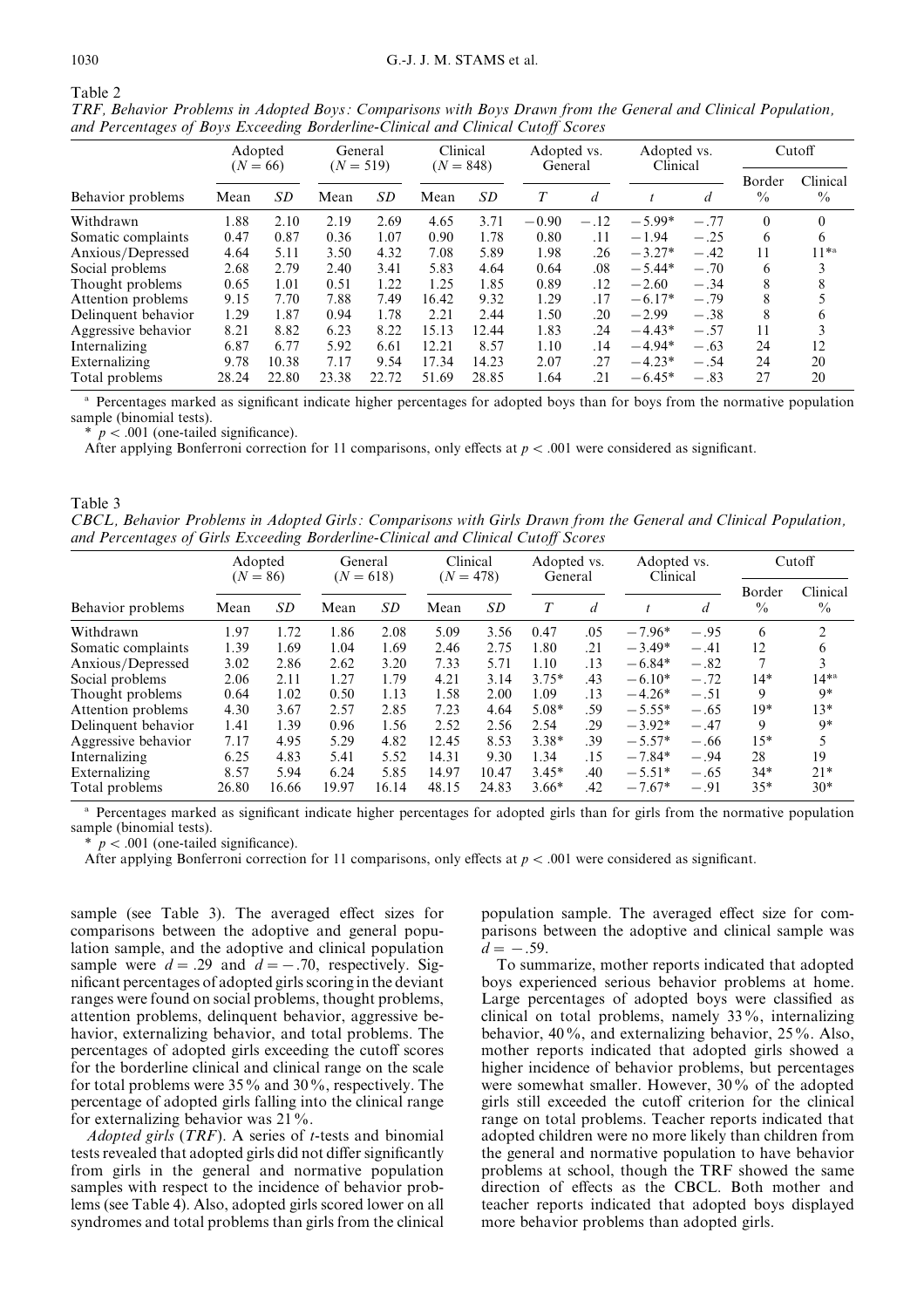Table 2

*TRF, Behavior Problems in Adopted Boys: Comparisons with Boys Drawn from the General and Clinical Population, and Percentages of Boys Exceeding Borderline-Clinical and Clinical Cutoff Scores*

| Behavior problems | Adopted ($N = 66$) | | General ($N = 519$) | | Clinical ($N = 848$) | | Adopted vs. General | | Adopted vs. Clinical | | Cutoff | |
|---|---|---|---|---|---|---|---|---|---|---|---|---|
| | Mean | *SD* | Mean | *SD* | Mean | *SD* | *T* | *d* | *t* | *d* | Border % | Clinical % |
| Withdrawn | 1.88 | 2.10 | 2.19 | 2.69 | 4.65 | 3.71 | −0.90 | −.12 | −5.99* | −.77 | 0 | 0 |
| Somatic complaints | 0.47 | 0.87 | 0.36 | 1.07 | 0.90 | 1.78 | 0.80 | .11 | −1.94 | −.25 | 6 | 6 |
| Anxious/Depressed | 4.64 | 5.11 | 3.50 | 4.32 | 7.08 | 5.89 | 1.98 | .26 | −3.27* | −.42 | 11 | 11*[a] |
| Social problems | 2.68 | 2.79 | 2.40 | 3.41 | 5.83 | 4.64 | 0.64 | .08 | −5.44* | −.70 | 6 | 3 |
| Thought problems | 0.65 | 1.01 | 0.51 | 1.22 | 1.25 | 1.85 | 0.89 | .12 | −2.60 | −.34 | 8 | 8 |
| Attention problems | 9.15 | 7.70 | 7.88 | 7.49 | 16.42 | 9.32 | 1.29 | .17 | −6.17* | −.79 | 8 | 5 |
| Delinquent behavior | 1.29 | 1.87 | 0.94 | 1.78 | 2.21 | 2.44 | 1.50 | .20 | −2.99 | −.38 | 8 | 6 |
| Aggressive behavior | 8.21 | 8.82 | 6.23 | 8.22 | 15.13 | 12.44 | 1.83 | .24 | −4.43* | −.57 | 11 | 3 |
| Internalizing | 6.87 | 6.77 | 5.92 | 6.61 | 12.21 | 8.57 | 1.10 | .14 | −4.94* | −.63 | 24 | 12 |
| Externalizing | 9.78 | 10.38 | 7.17 | 9.54 | 17.34 | 14.23 | 2.07 | .27 | −4.23* | −.54 | 24 | 20 |
| Total problems | 28.24 | 22.80 | 23.38 | 22.72 | 51.69 | 28.85 | 1.64 | .21 | −6.45* | −.83 | 27 | 20 |

[a] Percentages marked as significant indicate higher percentages for adopted boys than for boys from the normative population sample (binomial tests).

* $p < .001$ (one-tailed significance).

After applying Bonferroni correction for 11 comparisons, only effects at $p < .001$ were considered as significant.

Table 3

*CBCL, Behavior Problems in Adopted Girls: Comparisons with Girls Drawn from the General and Clinical Population, and Percentages of Girls Exceeding Borderline-Clinical and Clinical Cutoff Scores*

| Behavior problems | Adopted ($N = 86$) | | General ($N = 618$) | | Clinical ($N = 478$) | | Adopted vs. General | | Adopted vs. Clinical | | Cutoff | |
|---|---|---|---|---|---|---|---|---|---|---|---|---|
| | Mean | *SD* | Mean | *SD* | Mean | *SD* | *T* | *d* | *t* | *d* | Border % | Clinical % |
| Withdrawn | 1.97 | 1.72 | 1.86 | 2.08 | 5.09 | 3.56 | 0.47 | .05 | −7.96* | −.95 | 6 | 2 |
| Somatic complaints | 1.39 | 1.69 | 1.04 | 1.69 | 2.46 | 2.75 | 1.80 | .21 | −3.49* | −.41 | 12 | 6 |
| Anxious/Depressed | 3.02 | 2.86 | 2.62 | 3.20 | 7.33 | 5.71 | 1.10 | .13 | −6.84* | −.82 | 7 | 3 |
| Social problems | 2.06 | 2.11 | 1.27 | 1.79 | 4.21 | 3.14 | 3.75* | .43 | −6.10* | −.72 | 14* | 14*[a] |
| Thought problems | 0.64 | 1.02 | 0.50 | 1.13 | 1.58 | 2.00 | 1.09 | .13 | −4.26* | −.51 | 9 | 9* |
| Attention problems | 4.30 | 3.67 | 2.57 | 2.85 | 7.23 | 4.64 | 5.08* | .59 | −5.55* | −.65 | 19* | 13* |
| Delinquent behavior | 1.41 | 1.39 | 0.96 | 1.56 | 2.52 | 2.56 | 2.54 | .29 | −3.92* | −.47 | 9 | 9* |
| Aggressive behavior | 7.17 | 4.95 | 5.29 | 4.82 | 12.45 | 8.53 | 3.38* | .39 | −5.57* | −.66 | 15* | 5 |
| Internalizing | 6.25 | 4.83 | 5.41 | 5.52 | 14.31 | 9.30 | 1.34 | .15 | −7.84* | −.94 | 28 | 19 |
| Externalizing | 8.57 | 5.94 | 6.24 | 5.85 | 14.97 | 10.47 | 3.45* | .40 | −5.51* | −.65 | 34* | 21* |
| Total problems | 26.80 | 16.66 | 19.97 | 16.14 | 48.15 | 24.83 | 3.66* | .42 | −7.67* | −.91 | 35* | 30* |

[a] Percentages marked as significant indicate higher percentages for adopted girls than for girls from the normative population sample (binomial tests).

* $p < .001$ (one-tailed significance).

After applying Bonferroni correction for 11 comparisons, only effects at $p < .001$ were considered as significant.

sample (see Table 3). The averaged effect sizes for comparisons between the adoptive and general population sample, and the adoptive and clinical population sample were $d = .29$ and $d = -.70$, respectively. Significant percentages of adopted girls scoring in the deviant ranges were found on social problems, thought problems, attention problems, delinquent behavior, aggressive behavior, externalizing behavior, and total problems. The percentages of adopted girls exceeding the cutoff scores for the borderline clinical and clinical range on the scale for total problems were 35% and 30%, respectively. The percentage of adopted girls falling into the clinical range for externalizing behavior was 21%.

*Adopted girls* (*TRF*). A series of *t*-tests and binomial tests revealed that adopted girls did not differ significantly from girls in the general and normative population samples with respect to the incidence of behavior problems (see Table 4). Also, adopted girls scored lower on all syndromes and total problems than girls from the clinical population sample. The averaged effect size for comparisons between the adoptive and clinical sample was $d = -.59$.

To summarize, mother reports indicated that adopted boys experienced serious behavior problems at home. Large percentages of adopted boys were classified as clinical on total problems, namely 33%, internalizing behavior, 40%, and externalizing behavior, 25%. Also, mother reports indicated that adopted girls showed a higher incidence of behavior problems, but percentages were somewhat smaller. However, 30% of the adopted girls still exceeded the cutoff criterion for the clinical range on total problems. Teacher reports indicated that adopted children were no more likely than children from the general and normative population to have behavior problems at school, though the TRF showed the same direction of effects as the CBCL. Both mother and teacher reports indicated that adopted boys displayed more behavior problems than adopted girls.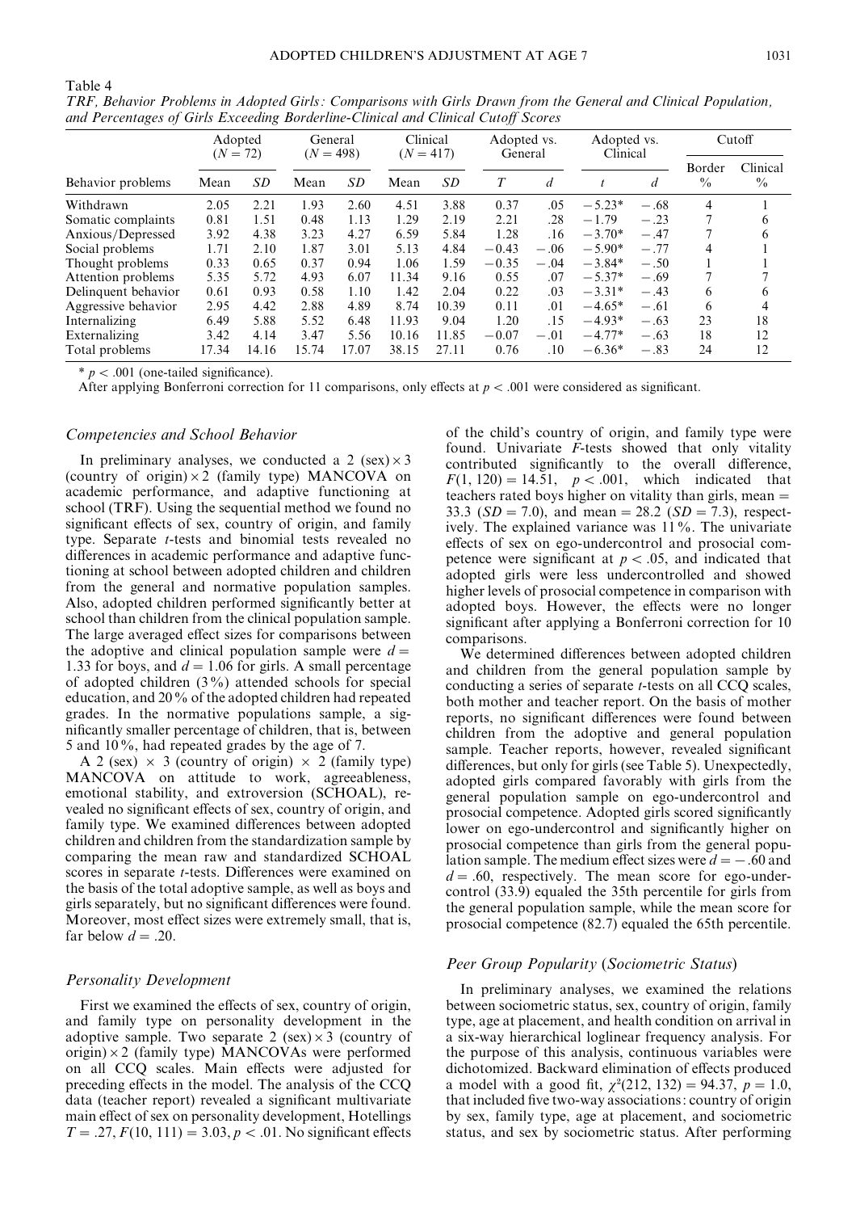Table 4

*TRF, Behavior Problems in Adopted Girls: Comparisons with Girls Drawn from the General and Clinical Population, and Percentages of Girls Exceeding Borderline-Clinical and Clinical Cutoff Scores*

| | Adopted ($N = 72$) | | General ($N = 498$) | | Clinical ($N = 417$) | | Adopted vs. General | | Adopted vs. Clinical | | Cutoff | |
|---|---|---|---|---|---|---|---|---|---|---|---|---|
| Behavior problems | Mean | *SD* | Mean | *SD* | Mean | *SD* | *T* | *d* | *t* | *d* | Border % | Clinical % |
| Withdrawn | 2.05 | 2.21 | 1.93 | 2.60 | 4.51 | 3.88 | 0.37 | .05 | −5.23* | −.68 | 4 | 1 |
| Somatic complaints | 0.81 | 1.51 | 0.48 | 1.13 | 1.29 | 2.19 | 2.21 | .28 | −1.79 | −.23 | 7 | 6 |
| Anxious/Depressed | 3.92 | 4.38 | 3.23 | 4.27 | 6.59 | 5.84 | 1.28 | .16 | −3.70* | −.47 | 7 | 6 |
| Social problems | 1.71 | 2.10 | 1.87 | 3.01 | 5.13 | 4.84 | −0.43 | −.06 | −5.90* | −.77 | 4 | 1 |
| Thought problems | 0.33 | 0.65 | 0.37 | 0.94 | 1.06 | 1.59 | −0.35 | −.04 | −3.84* | −.50 | 1 | 1 |
| Attention problems | 5.35 | 5.72 | 4.93 | 6.07 | 11.34 | 9.16 | 0.55 | .07 | −5.37* | −.69 | 7 | 7 |
| Delinquent behavior | 0.61 | 0.93 | 0.58 | 1.10 | 1.42 | 2.04 | 0.22 | .03 | −3.31* | −.43 | 6 | 6 |
| Aggressive behavior | 2.95 | 4.42 | 2.88 | 4.89 | 8.74 | 10.39 | 0.11 | .01 | −4.65* | −.61 | 6 | 4 |
| Internalizing | 6.49 | 5.88 | 5.52 | 6.48 | 11.93 | 9.04 | 1.20 | .15 | −4.93* | −.63 | 23 | 18 |
| Externalizing | 3.42 | 4.14 | 3.47 | 5.56 | 10.16 | 11.85 | −0.07 | −.01 | −4.77* | −.63 | 18 | 12 |
| Total problems | 17.34 | 14.16 | 15.74 | 17.07 | 38.15 | 27.11 | 0.76 | .10 | −6.36* | −.83 | 24 | 12 |

* $p < .001$ (one-tailed significance).

After applying Bonferroni correction for 11 comparisons, only effects at $p < .001$ were considered as significant.

### *Competencies and School Behavior*

In preliminary analyses, we conducted a 2 (sex) × 3 (country of origin) × 2 (family type) MANCOVA on academic performance, and adaptive functioning at school (TRF). Using the sequential method we found no significant effects of sex, country of origin, and family type. Separate *t*-tests and binomial tests revealed no differences in academic performance and adaptive functioning at school between adopted children and children from the general and normative population samples. Also, adopted children performed significantly better at school than children from the clinical population sample. The large averaged effect sizes for comparisons between the adoptive and clinical population sample were $d = 1.33$ for boys, and $d = 1.06$ for girls. A small percentage of adopted children (3%) attended schools for special education, and 20% of the adopted children had repeated grades. In the normative populations sample, a significantly smaller percentage of children, that is, between 5 and 10%, had repeated grades by the age of 7.

A 2 (sex) × 3 (country of origin) × 2 (family type) MANCOVA on attitude to work, agreeableness, emotional stability, and extroversion (SCHOAL), revealed no significant effects of sex, country of origin, and family type. We examined differences between adopted children and children from the standardization sample by comparing the mean raw and standardized SCHOAL scores in separate *t*-tests. Differences were examined on the basis of the total adoptive sample, as well as boys and girls separately, but no significant differences were found. Moreover, most effect sizes were extremely small, that is, far below $d = .20$.

### *Personality Development*

First we examined the effects of sex, country of origin, and family type on personality development in the adoptive sample. Two separate 2 (sex) × 3 (country of origin) × 2 (family type) MANCOVAs were performed on all CCQ scales. Main effects were adjusted for preceding effects in the model. The analysis of the CCQ data (teacher report) revealed a significant multivariate main effect of sex on personality development, Hotellings $T = .27$, $F(10, 111) = 3.03$, $p < .01$. No significant effects of the child's country of origin, and family type were found. Univariate *F*-tests showed that only vitality contributed significantly to the overall difference, $F(1, 120) = 14.51$, $p < .001$, which indicated that teachers rated boys higher on vitality than girls, mean = 33.3 ($SD = 7.0$), and mean = 28.2 ($SD = 7.3$), respectively. The explained variance was 11%. The univariate effects of sex on ego-undercontrol and prosocial competence were significant at $p < .05$, and indicated that adopted girls were less undercontrolled and showed higher levels of prosocial competence in comparison with adopted boys. However, the effects were no longer significant after applying a Bonferroni correction for 10 comparisons.

We determined differences between adopted children and children from the general population sample by conducting a series of separate *t*-tests on all CCQ scales, both mother and teacher report. On the basis of mother reports, no significant differences were found between children from the adoptive and general population sample. Teacher reports, however, revealed significant differences, but only for girls (see Table 5). Unexpectedly, adopted girls compared favorably with girls from the general population sample on ego-undercontrol and prosocial competence. Adopted girls scored significantly lower on ego-undercontrol and significantly higher on prosocial competence than girls from the general population sample. The medium effect sizes were $d = -.60$ and $d = .60$, respectively. The mean score for ego-undercontrol (33.9) equaled the 35th percentile for girls from the general population sample, while the mean score for prosocial competence (82.7) equaled the 65th percentile.

### *Peer Group Popularity (Sociometric Status)*

In preliminary analyses, we examined the relations between sociometric status, sex, country of origin, family type, age at placement, and health condition on arrival in a six-way hierarchical loglinear frequency analysis. For the purpose of this analysis, continuous variables were dichotomized. Backward elimination of effects produced a model with a good fit, $\chi^2(212, 132) = 94.37$, $p = 1.0$, that included five two-way associations: country of origin by sex, family type, age at placement, and sociometric status, and sex by sociometric status. After performing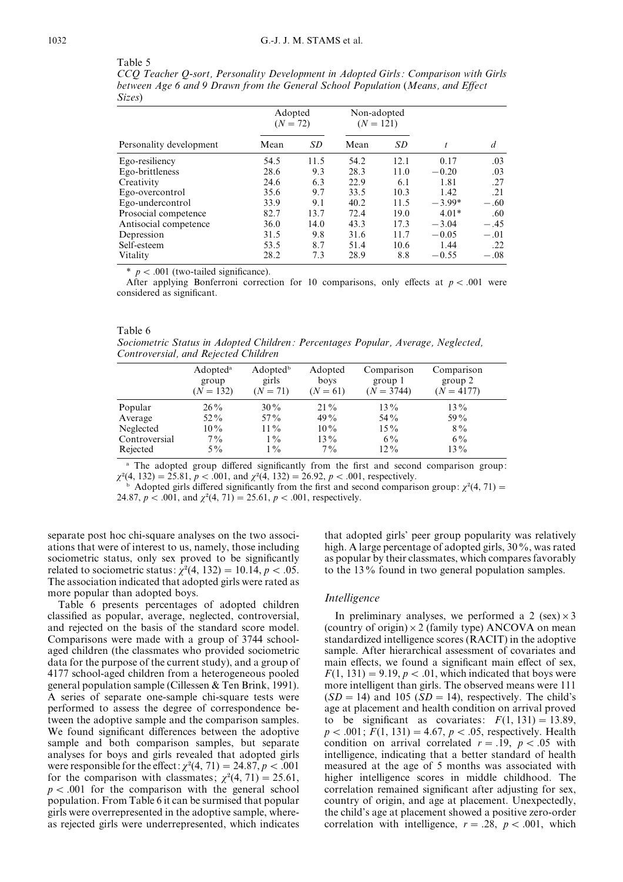Table 5

*CCQ Teacher Q-sort, Personality Development in Adopted Girls: Comparison with Girls between Age 6 and 9 Drawn from the General School Population (Means, and Effect Sizes)*

| | Adopted ($N = 72$) | | Non-adopted ($N = 121$) | | | |
|---|---|---|---|---|---|---|
| Personality development | Mean | *SD* | Mean | *SD* | *t* | *d* |
| Ego-resiliency | 54.5 | 11.5 | 54.2 | 12.1 | 0.17 | .03 |
| Ego-brittleness | 28.6 | 9.3 | 28.3 | 11.0 | −0.20 | .03 |
| Creativity | 24.6 | 6.3 | 22.9 | 6.1 | 1.81 | .27 |
| Ego-overcontrol | 35.6 | 9.7 | 33.5 | 10.3 | 1.42 | .21 |
| Ego-undercontrol | 33.9 | 9.1 | 40.2 | 11.5 | −3.99* | −.60 |
| Prosocial competence | 82.7 | 13.7 | 72.4 | 19.0 | 4.01* | .60 |
| Antisocial competence | 36.0 | 14.0 | 43.3 | 17.3 | −3.04 | −.45 |
| Depression | 31.5 | 9.8 | 31.6 | 11.7 | −0.05 | −.01 |
| Self-esteem | 53.5 | 8.7 | 51.4 | 10.6 | 1.44 | .22 |
| Vitality | 28.2 | 7.3 | 28.9 | 8.8 | −0.55 | −.08 |

* $p < .001$ (two-tailed significance).

After applying Bonferroni correction for 10 comparisons, only effects at $p < .001$ were considered as significant.

Table 6

*Sociometric Status in Adopted Children: Percentages Popular, Average, Neglected, Controversial, and Rejected Children*

| | Adopted[a] group ($N = 132$) | Adopted[b] girls ($N = 71$) | Adopted boys ($N = 61$) | Comparison group 1 ($N = 3744$) | Comparison group 2 ($N = 4177$) |
|---|---|---|---|---|---|
| Popular | 26% | 30% | 21% | 13% | 13% |
| Average | 52% | 57% | 49% | 54% | 59% |
| Neglected | 10% | 11% | 10% | 15% | 8% |
| Controversial | 7% | 1% | 13% | 6% | 6% |
| Rejected | 5% | 1% | 7% | 12% | 13% |

[a] The adopted group differed significantly from the first and second comparison group: $\chi^2(4, 132) = 25.81$, $p < .001$, and $\chi^2(4, 132) = 26.92$, $p < .001$, respectively.

[b] Adopted girls differed significantly from the first and second comparison group: $\chi^2(4, 71) = 24.87$, $p < .001$, and $\chi^2(4, 71) = 25.61$, $p < .001$, respectively.

separate post hoc chi-square analyses on the two associations that were of interest to us, namely, those including sociometric status, only sex proved to be significantly related to sociometric status: $\chi^2(4, 132) = 10.14$, $p < .05$. The association indicated that adopted girls were rated as more popular than adopted boys.

Table 6 presents percentages of adopted children classified as popular, average, neglected, controversial, and rejected on the basis of the standard score model. Comparisons were made with a group of 3744 school-aged children (the classmates who provided sociometric data for the purpose of the current study), and a group of 4177 school-aged children from a heterogeneous pooled general population sample (Cillessen & Ten Brink, 1991). A series of separate one-sample chi-square tests were performed to assess the degree of correspondence between the adoptive sample and the comparison samples. We found significant differences between the adoptive sample and both comparison samples, but separate analyses for boys and girls revealed that adopted girls were responsible for the effect: $\chi^2(4, 71) = 24.87$, $p < .001$ for the comparison with classmates; $\chi^2(4, 71) = 25.61$, $p < .001$ for the comparison with the general school population. From Table 6 it can be surmised that popular girls were overrepresented in the adoptive sample, whereas rejected girls were underrepresented, which indicates that adopted girls' peer group popularity was relatively high. A large percentage of adopted girls, 30%, was rated as popular by their classmates, which compares favorably to the 13% found in two general population samples.

### Intelligence

In preliminary analyses, we performed a 2 (sex) × 3 (country of origin) × 2 (family type) ANCOVA on mean standardized intelligence scores (RACIT) in the adoptive sample. After hierarchical assessment of covariates and main effects, we found a significant main effect of sex, $F(1, 131) = 9.19$, $p < .01$, which indicated that boys were more intelligent than girls. The observed means were 111 ($SD = 14$) and 105 ($SD = 14$), respectively. The child's age at placement and health condition on arrival proved to be significant as covariates: $F(1, 131) = 13.89$, $p < .001$; $F(1, 131) = 4.67$, $p < .05$, respectively. Health condition on arrival correlated $r = .19$, $p < .05$ with intelligence, indicating that a better standard of health measured at the age of 5 months was associated with higher intelligence scores in middle childhood. The correlation remained significant after adjusting for sex, country of origin, and age at placement. Unexpectedly, the child's age at placement showed a positive zero-order correlation with intelligence, $r = .28$, $p < .001$, which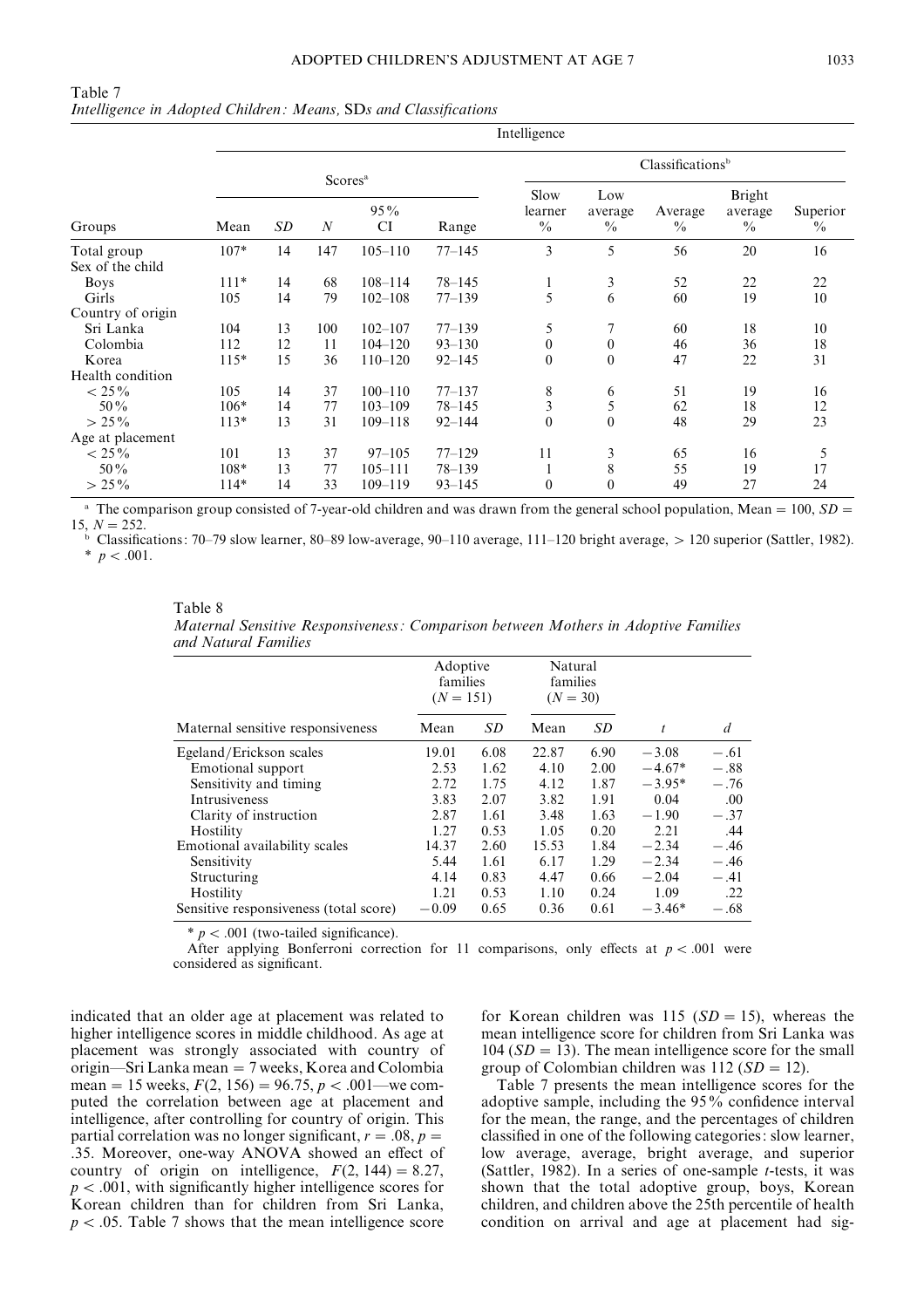Table 7
*Intelligence in Adopted Children: Means, SDs and Classifications*

| Groups | Intelligence | | | | | | | | | |
|---|---|---|---|---|---|---|---|---|---|---|
| | Scores[a] | | | | | Classifications[b] | | | | |
| | Mean | *SD* | *N* | 95% CI | Range | Slow learner % | Low average % | Average % | Bright average % | Superior % |
| Total group | 107* | 14 | 147 | 105–110 | 77–145 | 3 | 5 | 56 | 20 | 16 |
| Sex of the child | | | | | | | | | | |
| Boys | 111* | 14 | 68 | 108–114 | 78–145 | 1 | 3 | 52 | 22 | 22 |
| Girls | 105 | 14 | 79 | 102–108 | 77–139 | 5 | 6 | 60 | 19 | 10 |
| Country of origin | | | | | | | | | | |
| Sri Lanka | 104 | 13 | 100 | 102–107 | 77–139 | 5 | 7 | 60 | 18 | 10 |
| Colombia | 112 | 12 | 11 | 104–120 | 93–130 | 0 | 0 | 46 | 36 | 18 |
| Korea | 115* | 15 | 36 | 110–120 | 92–145 | 0 | 0 | 47 | 22 | 31 |
| Health condition | | | | | | | | | | |
| < 25% | 105 | 14 | 37 | 100–110 | 77–137 | 8 | 6 | 51 | 19 | 16 |
| 50% | 106* | 14 | 77 | 103–109 | 78–145 | 3 | 5 | 62 | 18 | 12 |
| > 25% | 113* | 13 | 31 | 109–118 | 92–144 | 0 | 0 | 48 | 29 | 23 |
| Age at placement | | | | | | | | | | |
| < 25% | 101 | 13 | 37 | 97–105 | 77–129 | 11 | 3 | 65 | 16 | 5 |
| 50% | 108* | 13 | 77 | 105–111 | 78–139 | 1 | 8 | 55 | 19 | 17 |
| > 25% | 114* | 14 | 33 | 109–119 | 93–145 | 0 | 0 | 49 | 27 | 24 |

[a] The comparison group consisted of 7-year-old children and was drawn from the general school population, Mean = 100, $SD$ = 15, $N$ = 252.
[b] Classifications: 70–79 slow learner, 80–89 low-average, 90–110 average, 111–120 bright average, > 120 superior (Sattler, 1982).
* $p < .001$.

Table 8
*Maternal Sensitive Responsiveness: Comparison between Mothers in Adoptive Families and Natural Families*

| Maternal sensitive responsiveness | Adoptive families ($N$ = 151) | | Natural families ($N$ = 30) | | | |
|---|---|---|---|---|---|---|
| | Mean | *SD* | Mean | *SD* | *t* | *d* |
| Egeland/Erickson scales | 19.01 | 6.08 | 22.87 | 6.90 | −3.08 | −.61 |
| Emotional support | 2.53 | 1.62 | 4.10 | 2.00 | −4.67* | −.88 |
| Sensitivity and timing | 2.72 | 1.75 | 4.12 | 1.87 | −3.95* | −.76 |
| Intrusiveness | 3.83 | 2.07 | 3.82 | 1.91 | 0.04 | .00 |
| Clarity of instruction | 2.87 | 1.61 | 3.48 | 1.63 | −1.90 | −.37 |
| Hostility | 1.27 | 0.53 | 1.05 | 0.20 | 2.21 | .44 |
| Emotional availability scales | 14.37 | 2.60 | 15.53 | 1.84 | −2.34 | −.46 |
| Sensitivity | 5.44 | 1.61 | 6.17 | 1.29 | −2.34 | −.46 |
| Structuring | 4.14 | 0.83 | 4.47 | 0.66 | −2.04 | −.41 |
| Hostility | 1.21 | 0.53 | 1.10 | 0.24 | 1.09 | .22 |
| Sensitive responsiveness (total score) | −0.09 | 0.65 | 0.36 | 0.61 | −3.46* | −.68 |

* $p < .001$ (two-tailed significance).
After applying Bonferroni correction for 11 comparisons, only effects at $p < .001$ were considered as significant.

indicated that an older age at placement was related to higher intelligence scores in middle childhood. As age at placement was strongly associated with country of origin—Sri Lanka mean = 7 weeks, Korea and Colombia mean = 15 weeks, $F(2, 156) = 96.75$, $p < .001$—we computed the correlation between age at placement and intelligence, after controlling for country of origin. This partial correlation was no longer significant, $r = .08$, $p = .35$. Moreover, one-way ANOVA showed an effect of country of origin on intelligence, $F(2, 144) = 8.27$, $p < .001$, with significantly higher intelligence scores for Korean children than for children from Sri Lanka, $p < .05$. Table 7 shows that the mean intelligence score for Korean children was 115 ($SD = 15$), whereas the mean intelligence score for children from Sri Lanka was 104 ($SD = 13$). The mean intelligence score for the small group of Colombian children was 112 ($SD = 12$).

Table 7 presents the mean intelligence scores for the adoptive sample, including the 95% confidence interval for the mean, the range, and the percentages of children classified in one of the following categories: slow learner, low average, average, bright average, and superior (Sattler, 1982). In a series of one-sample $t$-tests, it was shown that the total adoptive group, boys, Korean children, and children above the 25th percentile of health condition on arrival and age at placement had sig-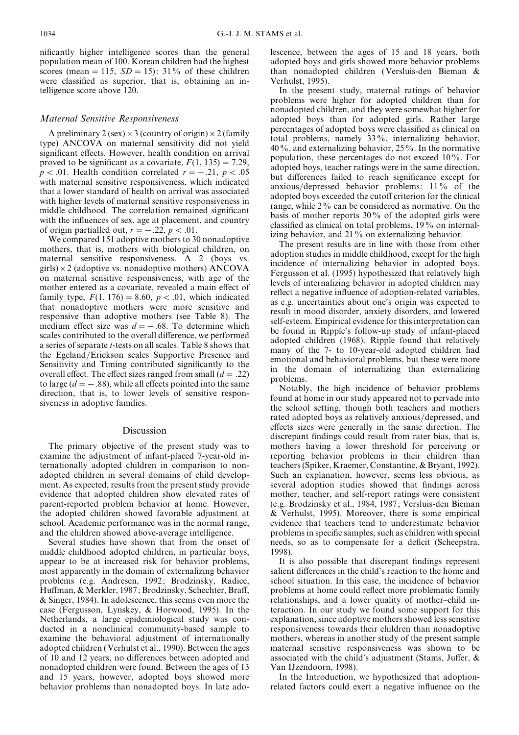nificantly higher intelligence scores than the general population mean of 100. Korean children had the highest scores (mean = 115, $SD = 15$): 31% of these children were classified as superior, that is, obtaining an intelligence score above 120.

### *Maternal Sensitive Responsiveness*

A preliminary 2 (sex) × 3 (country of origin) × 2 (family type) ANCOVA on maternal sensitivity did not yield significant effects. However, health condition on arrival proved to be significant as a covariate, $F(1, 135) = 7.29$, $p < .01$. Health condition correlated $r = -.21$, $p < .05$ with maternal sensitive responsiveness, which indicated that a lower standard of health on arrival was associated with higher levels of maternal sensitive responsiveness in middle childhood. The correlation remained significant with the influences of sex, age at placement, and country of origin partialled out, $r = -.22$, $p < .01$.

We compared 151 adoptive mothers to 30 nonadoptive mothers, that is, mothers with biological children, on maternal sensitive responsiveness. A 2 (boys vs. girls) × 2 (adoptive vs. nonadoptive mothers) ANCOVA on maternal sensitive responsiveness, with age of the mother entered as a covariate, revealed a main effect of family type, $F(1, 176) = 8.60$, $p < .01$, which indicated that nonadoptive mothers were more sensitive and responsive than adoptive mothers (see Table 8). The medium effect size was $d = -.68$. To determine which scales contributed to the overall difference, we performed a series of separate *t*-tests on all scales. Table 8 shows that the Egeland/Erickson scales Supportive Presence and Sensitivity and Timing contributed significantly to the overall effect. The effect sizes ranged from small ($d = .22$) to large ($d = -.88$), while all effects pointed into the same direction, that is, to lower levels of sensitive responsiveness in adoptive families.

## Discussion

The primary objective of the present study was to examine the adjustment of infant-placed 7-year-old internationally adopted children in comparison to nonadopted children in several domains of child development. As expected, results from the present study provide evidence that adopted children show elevated rates of parent-reported problem behavior at home. However, the adopted children showed favorable adjustment at school. Academic performance was in the normal range, and the children showed above-average intelligence.

Several studies have shown that from the onset of middle childhood adopted children, in particular boys, appear to be at increased risk for behavior problems, most apparently in the domain of externalizing behavior problems (e.g. Andresen, 1992; Brodzinsky, Radice, Huffman, & Merkler, 1987; Brodzinsky, Schechter, Braff, & Singer, 1984). In adolescence, this seems even more the case (Fergusson, Lynskey, & Horwood, 1995). In the Netherlands, a large epidemiological study was conducted in a nonclinical community-based sample to examine the behavioral adjustment of internationally adopted children (Verhulst et al., 1990). Between the ages of 10 and 12 years, no differences between adopted and nonadopted children were found. Between the ages of 13 and 15 years, however, adopted boys showed more behavior problems than nonadopted boys. In late adolescence, between the ages of 15 and 18 years, both adopted boys and girls showed more behavior problems than nonadopted children (Versluis-den Bieman & Verhulst, 1995).

In the present study, maternal ratings of behavior problems were higher for adopted children than for nonadopted children, and they were somewhat higher for adopted boys than for adopted girls. Rather large percentages of adopted boys were classified as clinical on total problems, namely 33%, internalizing behavior, 40%, and externalizing behavior, 25%. In the normative population, these percentages do not exceed 10%. For adopted boys, teacher ratings were in the same direction, but differences failed to reach significance except for anxious/depressed behavior problems: 11% of the adopted boys exceeded the cutoff criterion for the clinical range, while 2% can be considered as normative. On the basis of mother reports 30% of the adopted girls were classified as clinical on total problems, 19% on internalizing behavior, and 21% on externalizing behavior.

The present results are in line with those from other adoption studies in middle childhood, except for the high incidence of internalizing behavior in adopted boys. Fergusson et al. (1995) hypothesized that relatively high levels of internalizing behavior in adopted children may reflect a negative influence of adoption-related variables, as e.g. uncertainties about one's origin was expected to result in mood disorder, anxiety disorders, and lowered self-esteem. Empirical evidence for this interpretation can be found in Ripple's follow-up study of infant-placed adopted children (1968). Ripple found that relatively many of the 7- to 10-year-old adopted children had emotional and behavioral problems, but these were more in the domain of internalizing than externalizing problems.

Notably, the high incidence of behavior problems found at home in our study appeared not to pervade into the school setting, though both teachers and mothers rated adopted boys as relatively anxious/depressed, and effects sizes were generally in the same direction. The discrepant findings could result from rater bias, that is, mothers having a lower threshold for perceiving or reporting behavior problems in their children than teachers (Spiker, Kraemer, Constantine, & Bryant, 1992). Such an explanation, however, seems less obvious, as several adoption studies showed that findings across mother, teacher, and self-report ratings were consistent (e.g. Brodzinsky et al., 1984, 1987; Versluis-den Bieman & Verhulst, 1995). Moreover, there is some empirical evidence that teachers tend to underestimate behavior problems in specific samples, such as children with special needs, so as to compensate for a deficit (Scheepstra, 1998).

It is also possible that discrepant findings represent salient differences in the child's reaction to the home and school situation. In this case, the incidence of behavior problems at home could reflect more problematic family relationships, and a lower quality of mother–child interaction. In our study we found some support for this explanation, since adoptive mothers showed less sensitive responsiveness towards their children than nonadoptive mothers, whereas in another study of the present sample maternal sensitive responsiveness was shown to be associated with the child's adjustment (Stams, Juffer, & Van IJzendoorn, 1998).

In the Introduction, we hypothesized that adoption-related factors could exert a negative influence on the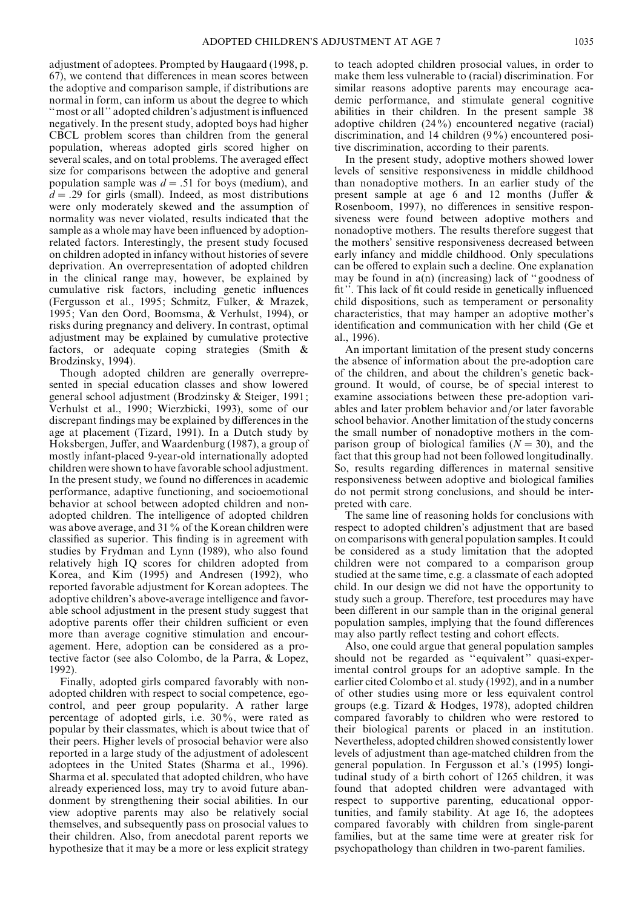adjustment of adoptees. Prompted by Haugaard (1998, p. 67), we contend that differences in mean scores between the adoptive and comparison sample, if distributions are normal in form, can inform us about the degree to which "most or all" adopted children's adjustment is influenced negatively. In the present study, adopted boys had higher CBCL problem scores than children from the general population, whereas adopted girls scored higher on several scales, and on total problems. The averaged effect size for comparisons between the adoptive and general population sample was $d = .51$ for boys (medium), and $d = .29$ for girls (small). Indeed, as most distributions were only moderately skewed and the assumption of normality was never violated, results indicated that the sample as a whole may have been influenced by adoption-related factors. Interestingly, the present study focused on children adopted in infancy without histories of severe deprivation. An overrepresentation of adopted children in the clinical range may, however, be explained by cumulative risk factors, including genetic influences (Fergusson et al., 1995; Schmitz, Fulker, & Mrazek, 1995; Van den Oord, Boomsma, & Verhulst, 1994), or risks during pregnancy and delivery. In contrast, optimal adjustment may be explained by cumulative protective factors, or adequate coping strategies (Smith & Brodzinsky, 1994).

Though adopted children are generally overrepresented in special education classes and show lowered general school adjustment (Brodzinsky & Steiger, 1991; Verhulst et al., 1990; Wierzbicki, 1993), some of our discrepant findings may be explained by differences in the age at placement (Tizard, 1991). In a Dutch study by Hoksbergen, Juffer, and Waardenburg (1987), a group of mostly infant-placed 9-year-old internationally adopted children were shown to have favorable school adjustment. In the present study, we found no differences in academic performance, adaptive functioning, and socioemotional behavior at school between adopted children and nonadopted children. The intelligence of adopted children was above average, and 31% of the Korean children were classified as superior. This finding is in agreement with studies by Frydman and Lynn (1989), who also found relatively high IQ scores for children adopted from Korea, and Kim (1995) and Andresen (1992), who reported favorable adjustment for Korean adoptees. The adoptive children's above-average intelligence and favorable school adjustment in the present study suggest that adoptive parents offer their children sufficient or even more than average cognitive stimulation and encouragement. Here, adoption can be considered as a protective factor (see also Colombo, de la Parra, & Lopez, 1992).

Finally, adopted girls compared favorably with nonadopted children with respect to social competence, ego-control, and peer group popularity. A rather large percentage of adopted girls, i.e. 30%, were rated as popular by their classmates, which is about twice that of their peers. Higher levels of prosocial behavior were also reported in a large study of the adjustment of adolescent adoptees in the United States (Sharma et al., 1996). Sharma et al. speculated that adopted children, who have already experienced loss, may try to avoid future abandonment by strengthening their social abilities. In our view adoptive parents may also be relatively social themselves, and subsequently pass on prosocial values to their children. Also, from anecdotal parent reports we hypothesize that it may be a more or less explicit strategy to teach adopted children prosocial values, in order to make them less vulnerable to (racial) discrimination. For similar reasons adoptive parents may encourage academic performance, and stimulate general cognitive abilities in their children. In the present sample 38 adoptive children (24%) encountered negative (racial) discrimination, and 14 children (9%) encountered positive discrimination, according to their parents.

In the present study, adoptive mothers showed lower levels of sensitive responsiveness in middle childhood than nonadoptive mothers. In an earlier study of the present sample at age 6 and 12 months (Juffer & Rosenboom, 1997), no differences in sensitive responsiveness were found between adoptive mothers and nonadoptive mothers. The results therefore suggest that the mothers' sensitive responsiveness decreased between early infancy and middle childhood. Only speculations can be offered to explain such a decline. One explanation may be found in a(n) (increasing) lack of "goodness of fit". This lack of fit could reside in genetically influenced child dispositions, such as temperament or personality characteristics, that may hamper an adoptive mother's identification and communication with her child (Ge et al., 1996).

An important limitation of the present study concerns the absence of information about the pre-adoption care of the children, and about the children's genetic background. It would, of course, be of special interest to examine associations between these pre-adoption variables and later problem behavior and/or later favorable school behavior. Another limitation of the study concerns the small number of nonadoptive mothers in the comparison group of biological families ($N = 30$), and the fact that this group had not been followed longitudinally. So, results regarding differences in maternal sensitive responsiveness between adoptive and biological families do not permit strong conclusions, and should be interpreted with care.

The same line of reasoning holds for conclusions with respect to adopted children's adjustment that are based on comparisons with general population samples. It could be considered as a study limitation that the adopted children were not compared to a comparison group studied at the same time, e.g. a classmate of each adopted child. In our design we did not have the opportunity to study such a group. Therefore, test procedures may have been different in our sample than in the original general population samples, implying that the found differences may also partly reflect testing and cohort effects.

Also, one could argue that general population samples should not be regarded as "equivalent" quasi-experimental control groups for an adoptive sample. In the earlier cited Colombo et al. study (1992), and in a number of other studies using more or less equivalent control groups (e.g. Tizard & Hodges, 1978), adopted children compared favorably to children who were restored to their biological parents or placed in an institution. Nevertheless, adopted children showed consistently lower levels of adjustment than age-matched children from the general population. In Fergusson et al.'s (1995) longitudinal study of a birth cohort of 1265 children, it was found that adopted children were advantaged with respect to supportive parenting, educational opportunities, and family stability. At age 16, the adoptees compared favorably with children from single-parent families, but at the same time were at greater risk for psychopathology than children in two-parent families.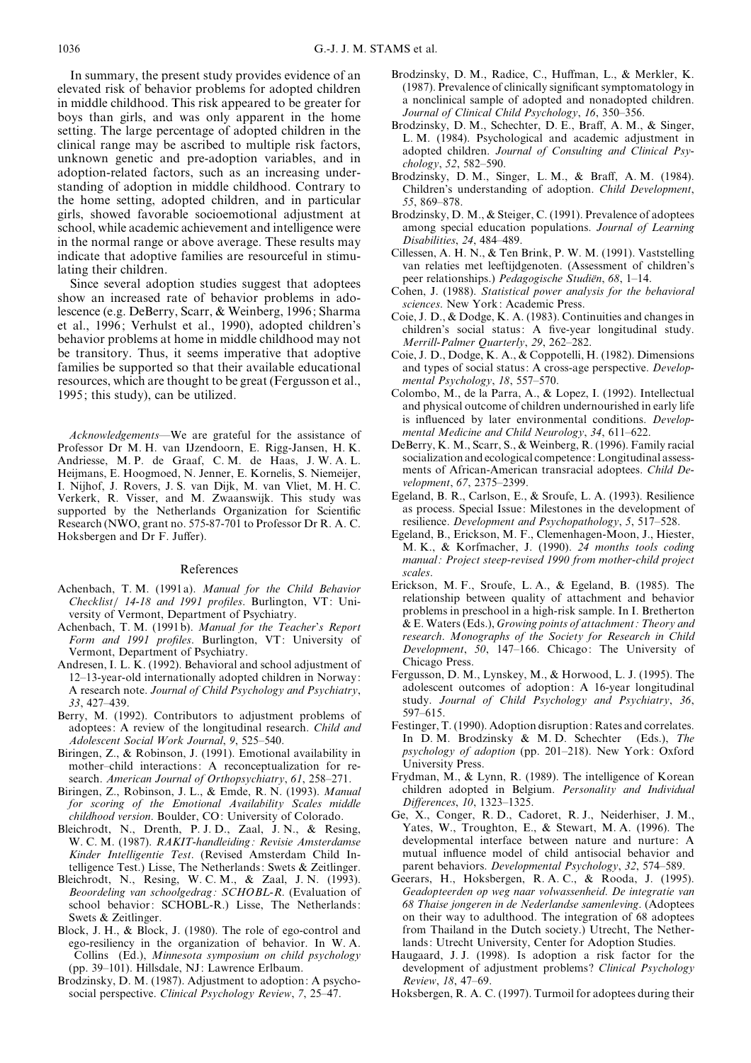In summary, the present study provides evidence of an elevated risk of behavior problems for adopted children in middle childhood. This risk appeared to be greater for boys than girls, and was only apparent in the home setting. The large percentage of adopted children in the clinical range may be ascribed to multiple risk factors, unknown genetic and pre-adoption variables, and in adoption-related factors, such as an increasing understanding of adoption in middle childhood. Contrary to the home setting, adopted children, and in particular girls, showed favorable socioemotional adjustment at school, while academic achievement and intelligence were in the normal range or above average. These results may indicate that adoptive families are resourceful in stimulating their children.

Since several adoption studies suggest that adoptees show an increased rate of behavior problems in adolescence (e.g. DeBerry, Scarr, & Weinberg, 1996; Sharma et al., 1996; Verhulst et al., 1990), adopted children's behavior problems at home in middle childhood may not be transitory. Thus, it seems imperative that adoptive families be supported so that their available educational resources, which are thought to be great (Fergusson et al., 1995; this study), can be utilized.

*Acknowledgements*—We are grateful for the assistance of Professor Dr M. H. van IJzendoorn, E. Rigg-Jansen, H. K. Andriesse, M. P. de Graaf, C. M. de Haas, J. W. A. L. Heijmans, E. Hoogmoed, N. Jenner, E. Kornelis, S. Niemeijer, I. Nijhof, J. Rovers, J. S. van Dijk, M. van Vliet, M. H. C. Verkerk, R. Visser, and M. Zwaanswijk. This study was supported by the Netherlands Organization for Scientific Research (NWO, grant no. 575-87-701 to Professor Dr R. A. C. Hoksbergen and Dr F. Juffer).

## References

Achenbach, T. M. (1991a). *Manual for the Child Behavior Checklist/ 14-18 and 1991 profiles*. Burlington, VT: University of Vermont, Department of Psychiatry.

Achenbach, T. M. (1991b). *Manual for the Teacher's Report Form and 1991 profiles*. Burlington, VT: University of Vermont, Department of Psychiatry.

Andresen, I. L. K. (1992). Behavioral and school adjustment of 12–13-year-old internationally adopted children in Norway: A research note. *Journal of Child Psychology and Psychiatry*, *33*, 427–439.

Berry, M. (1992). Contributors to adjustment problems of adoptees: A review of the longitudinal research. *Child and Adolescent Social Work Journal*, *9*, 525–540.

Biringen, Z., & Robinson, J. (1991). Emotional availability in mother–child interactions: A reconceptualization for research. *American Journal of Orthopsychiatry*, *61*, 258–271.

Biringen, Z., Robinson, J. L., & Emde, R. N. (1993). *Manual for scoring of the Emotional Availability Scales middle childhood version*. Boulder, CO: University of Colorado.

Bleichrodt, N., Drenth, P. J. D., Zaal, J. N., & Resing, W. C. M. (1987). *RAKIT-handleiding: Revisie Amsterdamse Kinder Intelligentie Test*. (Revised Amsterdam Child Intelligence Test.) Lisse, The Netherlands: Swets & Zeitlinger.

Bleichrodt, N., Resing, W. C. M., & Zaal, J. N. (1993). *Beoordeling van schoolgedrag: SCHOBL-R*. (Evaluation of school behavior: SCHOBL-R.) Lisse, The Netherlands: Swets & Zeitlinger.

Block, J. H., & Block, J. (1980). The role of ego-control and ego-resiliency in the organization of behavior. In W. A. Collins (Ed.), *Minnesota symposium on child psychology* (pp. 39–101). Hillsdale, NJ: Lawrence Erlbaum.

Brodzinsky, D. M. (1987). Adjustment to adoption: A psychosocial perspective. *Clinical Psychology Review*, *7*, 25–47.

Brodzinsky, D. M., Radice, C., Huffman, L., & Merkler, K. (1987). Prevalence of clinically significant symptomatology in a nonclinical sample of adopted and nonadopted children. *Journal of Clinical Child Psychology*, *16*, 350–356.

Brodzinsky, D. M., Schechter, D. E., Braff, A. M., & Singer, L. M. (1984). Psychological and academic adjustment in adopted children. *Journal of Consulting and Clinical Psychology*, *52*, 582–590.

Brodzinsky, D. M., Singer, L. M., & Braff, A. M. (1984). Children's understanding of adoption. *Child Development*, *55*, 869–878.

Brodzinsky, D. M., & Steiger, C. (1991). Prevalence of adoptees among special education populations. *Journal of Learning Disabilities*, *24*, 484–489.

Cillessen, A. H. N., & Ten Brink, P. W. M. (1991). Vaststelling van relaties met leeftijdgenoten. (Assessment of children's peer relationships.) *Pedagogische Studiën*, *68*, 1–14.

Cohen, J. (1988). *Statistical power analysis for the behavioral sciences*. New York: Academic Press.

Coie, J. D., & Dodge, K. A. (1983). Continuities and changes in children's social status: A five-year longitudinal study. *Merrill-Palmer Quarterly*, *29*, 262–282.

Coie, J. D., Dodge, K. A., & Coppotelli, H. (1982). Dimensions and types of social status: A cross-age perspective. *Developmental Psychology*, *18*, 557–570.

Colombo, M., de la Parra, A., & Lopez, I. (1992). Intellectual and physical outcome of children undernourished in early life is influenced by later environmental conditions. *Developmental Medicine and Child Neurology*, *34*, 611–622.

DeBerry, K. M., Scarr, S., & Weinberg, R. (1996). Family racial socialization and ecological competence: Longitudinal assessments of African-American transracial adoptees. *Child Development*, *67*, 2375–2399.

Egeland, B. R., Carlson, E., & Sroufe, L. A. (1993). Resilience as process. Special Issue: Milestones in the development of resilience. *Development and Psychopathology*, *5*, 517–528.

Egeland, B., Erickson, M. F., Clemenhagen-Moon, J., Hiester, M. K., & Korfmacher, J. (1990). *24 months tools coding manual: Project steep-revised 1990 from mother-child project scales*.

Erickson, M. F., Sroufe, L. A., & Egeland, B. (1985). The relationship between quality of attachment and behavior problems in preschool in a high-risk sample. In I. Bretherton & E. Waters (Eds.), *Growing points of attachment: Theory and research. Monographs of the Society for Research in Child Development*, *50*, 147–166. Chicago: The University of Chicago Press.

Fergusson, D. M., Lynskey, M., & Horwood, L. J. (1995). The adolescent outcomes of adoption: A 16-year longitudinal study. *Journal of Child Psychology and Psychiatry*, *36*, 597–615.

Festinger, T. (1990). Adoption disruption: Rates and correlates. In D. M. Brodzinsky & M. D. Schechter (Eds.), *The psychology of adoption* (pp. 201–218). New York: Oxford University Press.

Frydman, M., & Lynn, R. (1989). The intelligence of Korean children adopted in Belgium. *Personality and Individual Differences*, *10*, 1323–1325.

Ge, X., Conger, R. D., Cadoret, R. J., Neiderhiser, J. M., Yates, W., Troughton, E., & Stewart, M. A. (1996). The developmental interface between nature and nurture: A mutual influence model of child antisocial behavior and parent behaviors. *Developmental Psychology*, *32*, 574–589.

Geerars, H., Hoksbergen, R. A. C., & Rooda, J. (1995). *Geadopteerden op weg naar volwassenheid. De integratie van 68 Thaise jongeren in de Nederlandse samenleving*. (Adoptees on their way to adulthood. The integration of 68 adoptees from Thailand in the Dutch society.) Utrecht, The Netherlands: Utrecht University, Center for Adoption Studies.

Haugaard, J. J. (1998). Is adoption a risk factor for the development of adjustment problems? *Clinical Psychology Review*, *18*, 47–69.

Hoksbergen, R. A. C. (1997). Turmoil for adoptees during their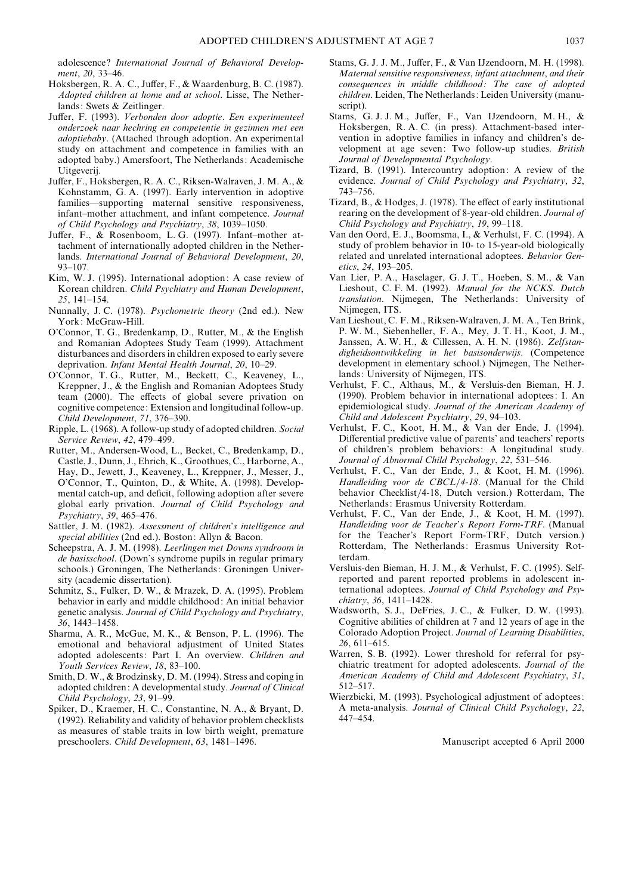adolescence? *International Journal of Behavioral Development*, *20*, 33–46.

Hoksbergen, R. A. C., Juffer, F., & Waardenburg, B. C. (1987). *Adopted children at home and at school*. Lisse, The Netherlands: Swets & Zeitlinger.

Juffer, F. (1993). *Verbonden door adoptie. Een experimenteel onderzoek naar hechting en competentie in gezinnen met een adoptiebaby*. (Attached through adoption. An experimental study on attachment and competence in families with an adopted baby.) Amersfoort, The Netherlands: Academische Uitgeverij.

Juffer, F., Hoksbergen, R. A. C., Riksen-Walraven, J. M. A., & Kohnstamm, G. A. (1997). Early intervention in adoptive families—supporting maternal sensitive responsiveness, infant–mother attachment, and infant competence. *Journal of Child Psychology and Psychiatry*, *38*, 1039–1050.

Juffer, F., & Rosenboom, L. G. (1997). Infant–mother attachment of internationally adopted children in the Netherlands. *International Journal of Behavioral Development*, *20*, 93–107.

Kim, W. J. (1995). International adoption: A case review of Korean children. *Child Psychiatry and Human Development*, *25*, 141–154.

Nunnally, J. C. (1978). *Psychometric theory* (2nd ed.). New York: McGraw-Hill.

O'Connor, T. G., Bredenkamp, D., Rutter, M., & the English and Romanian Adoptees Study Team (1999). Attachment disturbances and disorders in children exposed to early severe deprivation. *Infant Mental Health Journal*, *20*, 10–29.

O'Connor, T. G., Rutter, M., Beckett, C., Keaveney, L., Kreppner, J., & the English and Romanian Adoptees Study team (2000). The effects of global severe privation on cognitive competence: Extension and longitudinal follow-up. *Child Development*, *71*, 376–390.

Ripple, L. (1968). A follow-up study of adopted children. *Social Service Review*, *42*, 479–499.

Rutter, M., Andersen-Wood, L., Becket, C., Bredenkamp, D., Castle, J., Dunn, J., Ehrich, K., Groothues, C., Harborne, A., Hay, D., Jewett, J., Keaveney, L., Kreppner, J., Messer, J., O'Connor, T., Quinton, D., & White, A. (1998). Developmental catch-up, and deficit, following adoption after severe global early privation. *Journal of Child Psychology and Psychiatry*, *39*, 465–476.

Sattler, J. M. (1982). *Assessment of children's intelligence and special abilities* (2nd ed.). Boston: Allyn & Bacon.

Scheepstra, A. J. M. (1998). *Leerlingen met Downs syndroom in de basisschool*. (Down's syndrome pupils in regular primary schools.) Groningen, The Netherlands: Groningen University (academic dissertation).

Schmitz, S., Fulker, D. W., & Mrazek, D. A. (1995). Problem behavior in early and middle childhood: An initial behavior genetic analysis. *Journal of Child Psychology and Psychiatry*, *36*, 1443–1458.

Sharma, A. R., McGue, M. K., & Benson, P. L. (1996). The emotional and behavioral adjustment of United States adopted adolescents: Part I. An overview. *Children and Youth Services Review*, *18*, 83–100.

Smith, D. W., & Brodzinsky, D. M. (1994). Stress and coping in adopted children: A developmental study. *Journal of Clinical Child Psychology*, *23*, 91–99.

Spiker, D., Kraemer, H. C., Constantine, N. A., & Bryant, D. (1992). Reliability and validity of behavior problem checklists as measures of stable traits in low birth weight, premature preschoolers. *Child Development*, *63*, 1481–1496.

Stams, G. J. J. M., Juffer, F., & Van IJzendoorn, M. H. (1998). *Maternal sensitive responsiveness, infant attachment, and their consequences in middle childhood: The case of adopted children*. Leiden, The Netherlands: Leiden University (manuscript).

Stams, G. J. J. M., Juffer, F., Van IJzendoorn, M. H., & Hoksbergen, R. A. C. (in press). Attachment-based intervention in adoptive families in infancy and children's development at age seven: Two follow-up studies. *British Journal of Developmental Psychology*.

Tizard, B. (1991). Intercountry adoption: A review of the evidence. *Journal of Child Psychology and Psychiatry*, *32*, 743–756.

Tizard, B., & Hodges, J. (1978). The effect of early institutional rearing on the development of 8-year-old children. *Journal of Child Psychology and Psychiatry*, *19*, 99–118.

Van den Oord, E. J., Boomsma, I., & Verhulst, F. C. (1994). A study of problem behavior in 10- to 15-year-old biologically related and unrelated international adoptees. *Behavior Genetics*, *24*, 193–205.

Van Lier, P. A., Haselager, G. J. T., Hoeben, S. M., & Van Lieshout, C. F. M. (1992). *Manual for the NCKS. Dutch translation*. Nijmegen, The Netherlands: University of Nijmegen, ITS.

Van Lieshout, C. F. M., Riksen-Walraven, J. M. A., Ten Brink, P. W. M., Siebenheller, F. A., Mey, J. T. H., Koot, J. M., Janssen, A. W. H., & Cillessen, A. H. N. (1986). *Zelfstandigheidsontwikkeling in het basisonderwijs*. (Competence development in elementary school.) Nijmegen, The Netherlands: University of Nijmegen, ITS.

Verhulst, F. C., Althaus, M., & Versluis-den Bieman, H. J. (1990). Problem behavior in international adoptees: I. An epidemiological study. *Journal of the American Academy of Child and Adolescent Psychiatry*, *29*, 94–103.

Verhulst, F. C., Koot, H. M., & Van der Ende, J. (1994). Differential predictive value of parents' and teachers' reports of children's problem behaviors: A longitudinal study. *Journal of Abnormal Child Psychology*, *22*, 531–546.

Verhulst, F. C., Van der Ende, J., & Koot, H. M. (1996). *Handleiding voor de CBCL/4-18*. (Manual for the Child behavior Checklist/4-18, Dutch version.) Rotterdam, The Netherlands: Erasmus University Rotterdam.

Verhulst, F. C., Van der Ende, J., & Koot, H. M. (1997). *Handleiding voor de Teacher's Report Form-TRF*. (Manual for the Teacher's Report Form-TRF, Dutch version.) Rotterdam, The Netherlands: Erasmus University Rotterdam.

Versluis-den Bieman, H. J. M., & Verhulst, F. C. (1995). Self-reported and parent reported problems in adolescent international adoptees. *Journal of Child Psychology and Psychiatry*, *36*, 1411–1428.

Wadsworth, S. J., DeFries, J. C., & Fulker, D. W. (1993). Cognitive abilities of children at 7 and 12 years of age in the Colorado Adoption Project. *Journal of Learning Disabilities*, *26*, 611–615.

Warren, S. B. (1992). Lower threshold for referral for psychiatric treatment for adopted adolescents. *Journal of the American Academy of Child and Adolescent Psychiatry*, *31*, 512–517.

Wierzbicki, M. (1993). Psychological adjustment of adoptees: A meta-analysis. *Journal of Clinical Child Psychology*, *22*, 447–454.

Manuscript accepted 6 April 2000